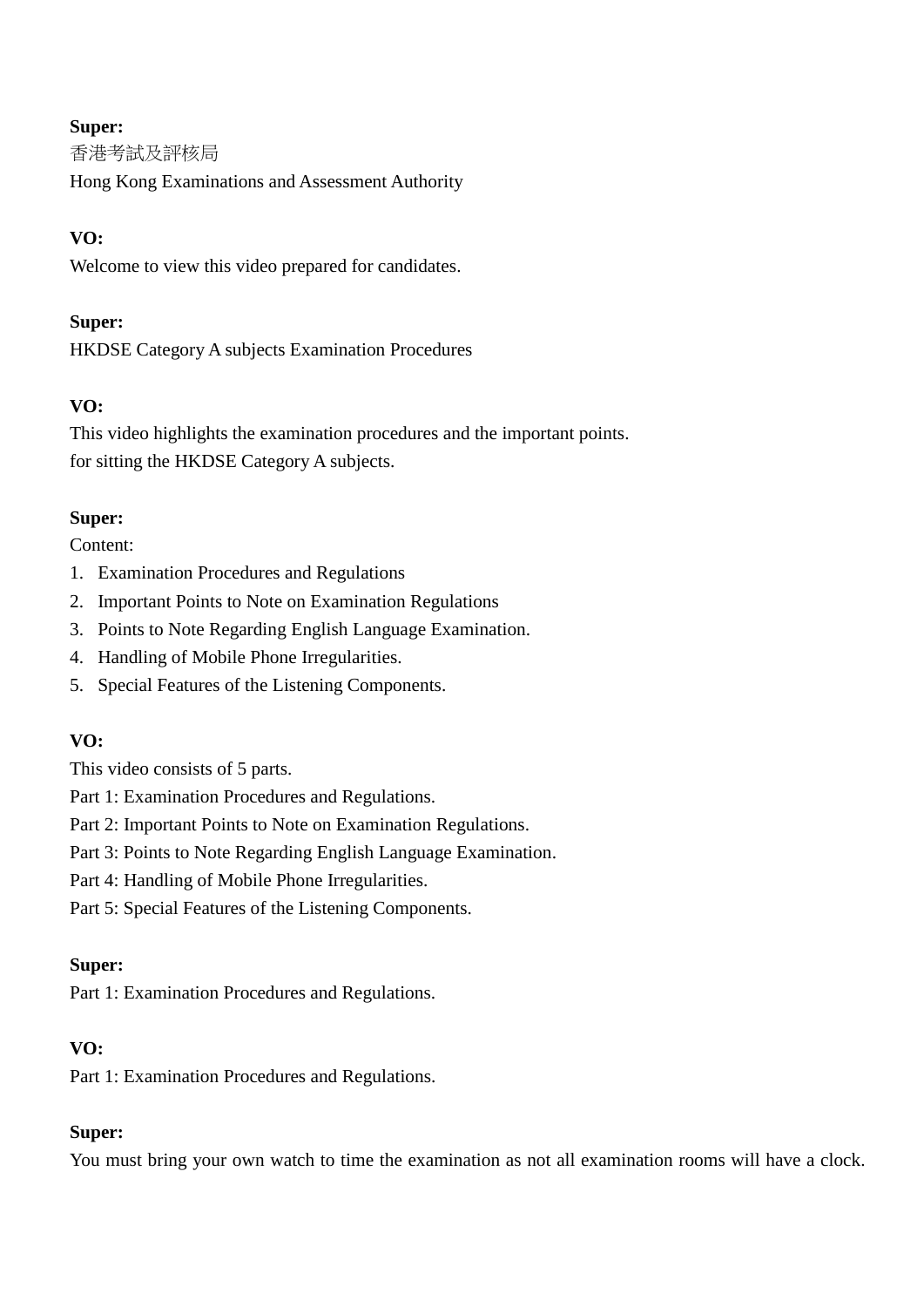**Super:**
香港考試及評核局
Hong Kong Examinations and Assessment Authority

**VO:**
Welcome to view this video prepared for candidates.

**Super:**
HKDSE Category A subjects Examination Procedures

**VO:**
This video highlights the examination procedures and the important points.
for sitting the HKDSE Category A subjects.

**Super:**
Content:

1. Examination Procedures and Regulations
2. Important Points to Note on Examination Regulations
3. Points to Note Regarding English Language Examination.
4. Handling of Mobile Phone Irregularities.
5. Special Features of the Listening Components.

**VO:**
This video consists of 5 parts.
Part 1: Examination Procedures and Regulations.
Part 2: Important Points to Note on Examination Regulations.
Part 3: Points to Note Regarding English Language Examination.
Part 4: Handling of Mobile Phone Irregularities.
Part 5: Special Features of the Listening Components.

**Super:**
Part 1: Examination Procedures and Regulations.

**VO:**
Part 1: Examination Procedures and Regulations.

**Super:**
You must bring your own watch to time the examination as not all examination rooms will have a clock.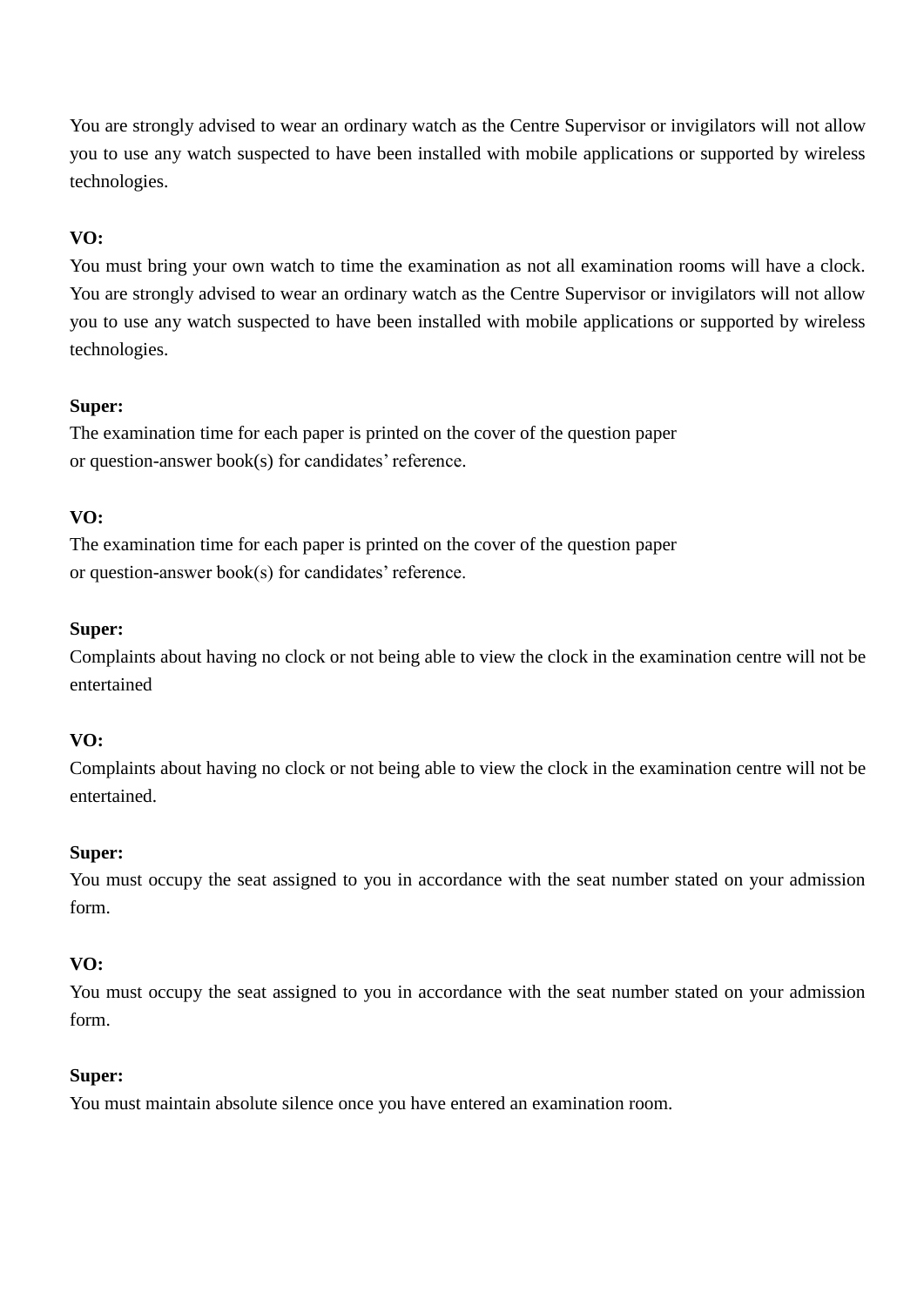You are strongly advised to wear an ordinary watch as the Centre Supervisor or invigilators will not allow you to use any watch suspected to have been installed with mobile applications or supported by wireless technologies.

**VO:**
You must bring your own watch to time the examination as not all examination rooms will have a clock. You are strongly advised to wear an ordinary watch as the Centre Supervisor or invigilators will not allow you to use any watch suspected to have been installed with mobile applications or supported by wireless technologies.

**Super:**
The examination time for each paper is printed on the cover of the question paper
or question-answer book(s) for candidates' reference.

**VO:**
The examination time for each paper is printed on the cover of the question paper
or question-answer book(s) for candidates' reference.

**Super:**
Complaints about having no clock or not being able to view the clock in the examination centre will not be entertained

**VO:**
Complaints about having no clock or not being able to view the clock in the examination centre will not be entertained.

**Super:**
You must occupy the seat assigned to you in accordance with the seat number stated on your admission form.

**VO:**
You must occupy the seat assigned to you in accordance with the seat number stated on your admission form.

**Super:**
You must maintain absolute silence once you have entered an examination room.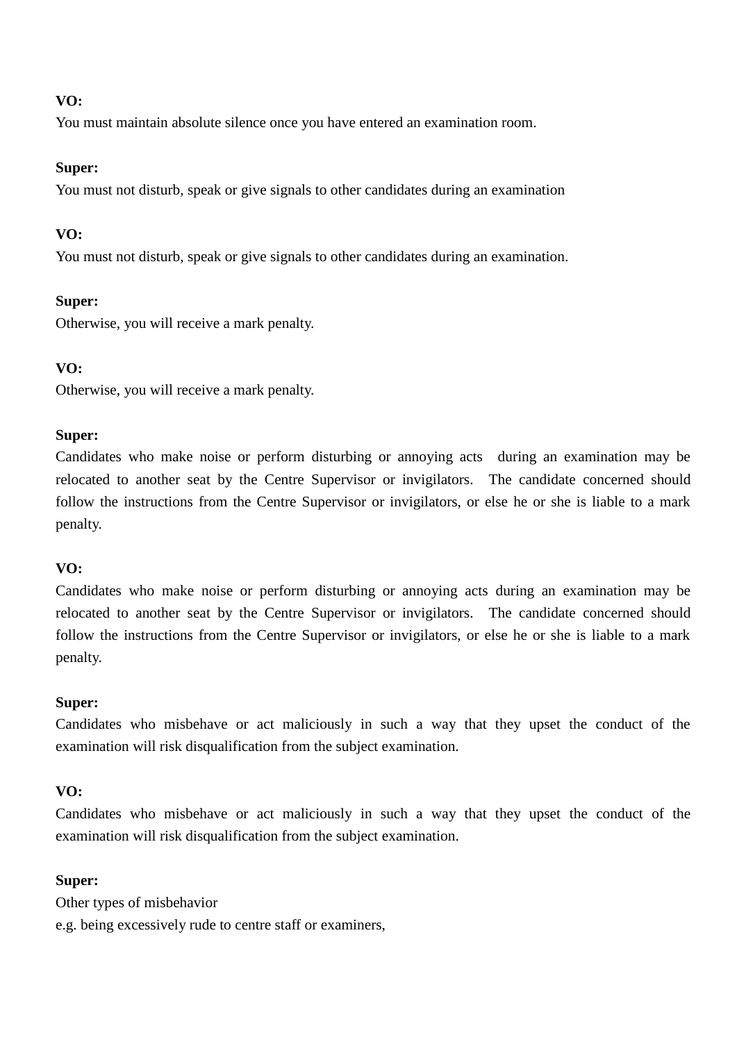**VO:**
You must maintain absolute silence once you have entered an examination room.

**Super:**
You must not disturb, speak or give signals to other candidates during an examination

**VO:**
You must not disturb, speak or give signals to other candidates during an examination.

**Super:**
Otherwise, you will receive a mark penalty.

**VO:**
Otherwise, you will receive a mark penalty.

**Super:**
Candidates who make noise or perform disturbing or annoying acts during an examination may be relocated to another seat by the Centre Supervisor or invigilators. The candidate concerned should follow the instructions from the Centre Supervisor or invigilators, or else he or she is liable to a mark penalty.

**VO:**
Candidates who make noise or perform disturbing or annoying acts during an examination may be relocated to another seat by the Centre Supervisor or invigilators. The candidate concerned should follow the instructions from the Centre Supervisor or invigilators, or else he or she is liable to a mark penalty.

**Super:**
Candidates who misbehave or act maliciously in such a way that they upset the conduct of the examination will risk disqualification from the subject examination.

**VO:**
Candidates who misbehave or act maliciously in such a way that they upset the conduct of the examination will risk disqualification from the subject examination.

**Super:**
Other types of misbehavior
e.g. being excessively rude to centre staff or examiners,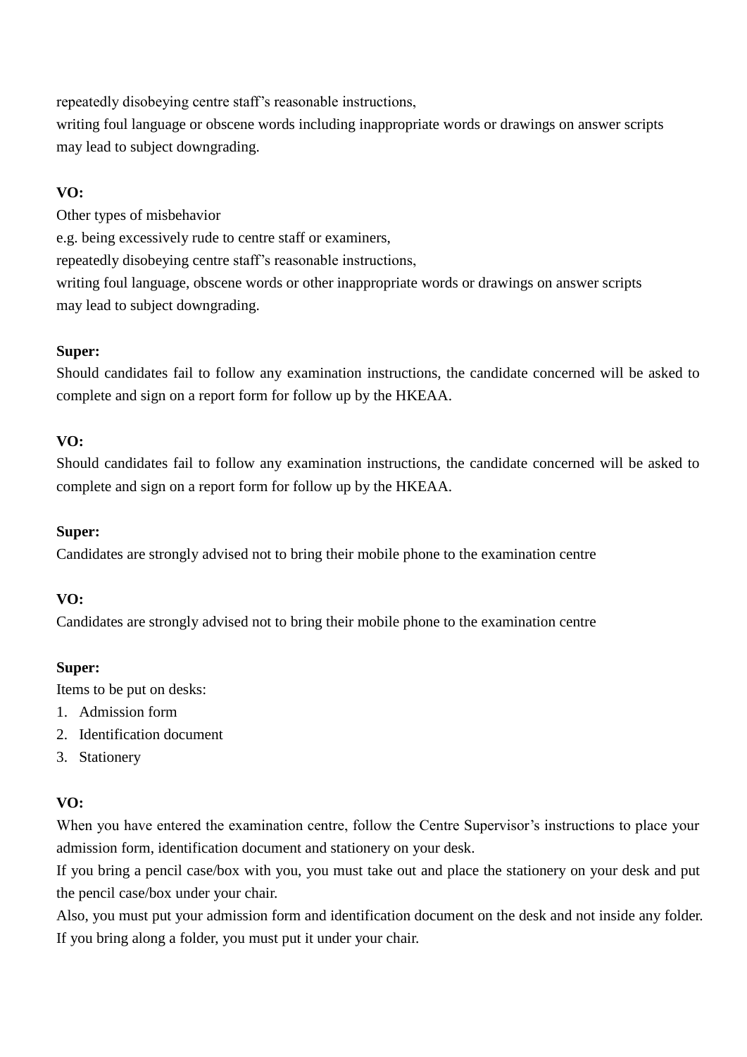repeatedly disobeying centre staff's reasonable instructions,
writing foul language or obscene words including inappropriate words or drawings on answer scripts
may lead to subject downgrading.

**VO:**
Other types of misbehavior
e.g. being excessively rude to centre staff or examiners,
repeatedly disobeying centre staff's reasonable instructions,
writing foul language, obscene words or other inappropriate words or drawings on answer scripts
may lead to subject downgrading.

**Super:**
Should candidates fail to follow any examination instructions, the candidate concerned will be asked to complete and sign on a report form for follow up by the HKEAA.

**VO:**
Should candidates fail to follow any examination instructions, the candidate concerned will be asked to complete and sign on a report form for follow up by the HKEAA.

**Super:**
Candidates are strongly advised not to bring their mobile phone to the examination centre

**VO:**
Candidates are strongly advised not to bring their mobile phone to the examination centre

**Super:**
Items to be put on desks:
1. Admission form
2. Identification document
3. Stationery

**VO:**
When you have entered the examination centre, follow the Centre Supervisor's instructions to place your admission form, identification document and stationery on your desk.
If you bring a pencil case/box with you, you must take out and place the stationery on your desk and put the pencil case/box under your chair.
Also, you must put your admission form and identification document on the desk and not inside any folder.
If you bring along a folder, you must put it under your chair.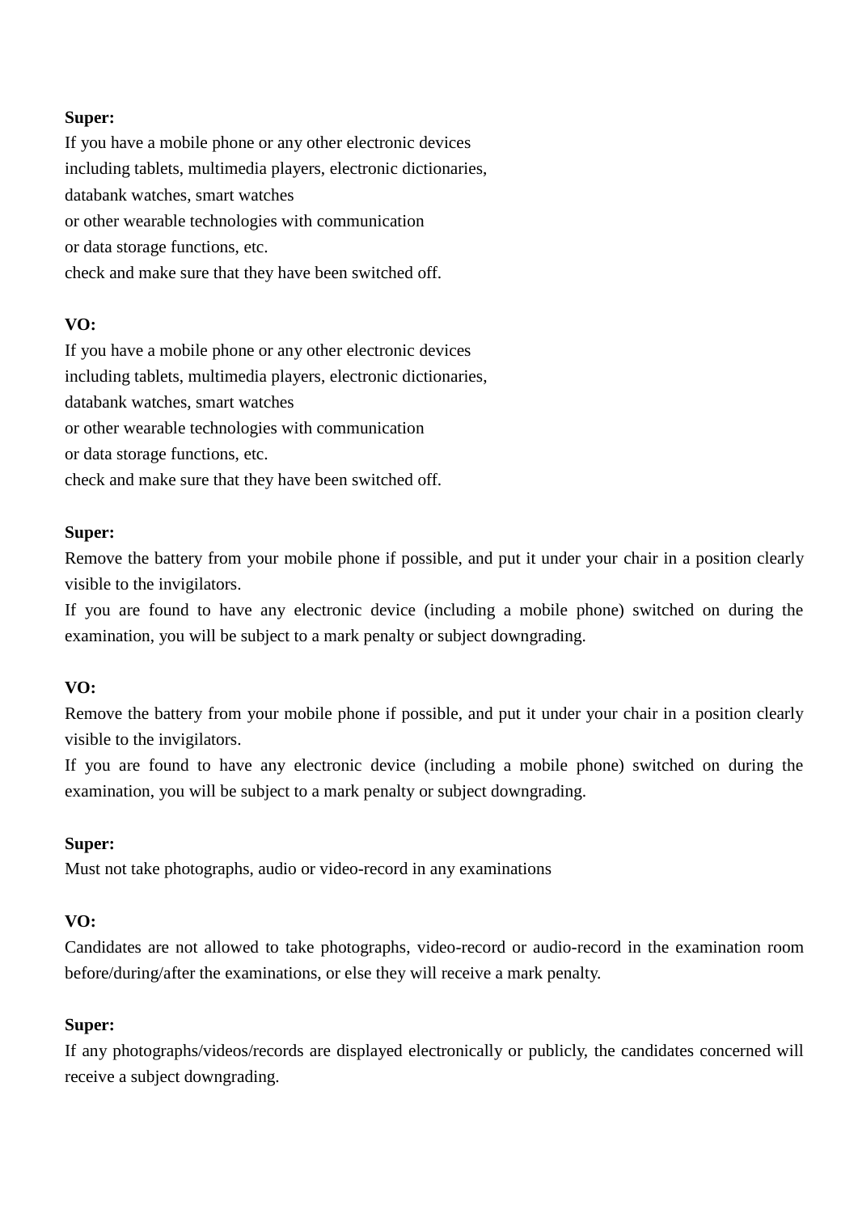**Super:**
If you have a mobile phone or any other electronic devices
including tablets, multimedia players, electronic dictionaries,
databank watches, smart watches
or other wearable technologies with communication
or data storage functions, etc.
check and make sure that they have been switched off.

**VO:**
If you have a mobile phone or any other electronic devices
including tablets, multimedia players, electronic dictionaries,
databank watches, smart watches
or other wearable technologies with communication
or data storage functions, etc.
check and make sure that they have been switched off.

**Super:**
Remove the battery from your mobile phone if possible, and put it under your chair in a position clearly visible to the invigilators.
If you are found to have any electronic device (including a mobile phone) switched on during the examination, you will be subject to a mark penalty or subject downgrading.

**VO:**
Remove the battery from your mobile phone if possible, and put it under your chair in a position clearly visible to the invigilators.
If you are found to have any electronic device (including a mobile phone) switched on during the examination, you will be subject to a mark penalty or subject downgrading.

**Super:**
Must not take photographs, audio or video-record in any examinations

**VO:**
Candidates are not allowed to take photographs, video-record or audio-record in the examination room before/during/after the examinations, or else they will receive a mark penalty.

**Super:**
If any photographs/videos/records are displayed electronically or publicly, the candidates concerned will receive a subject downgrading.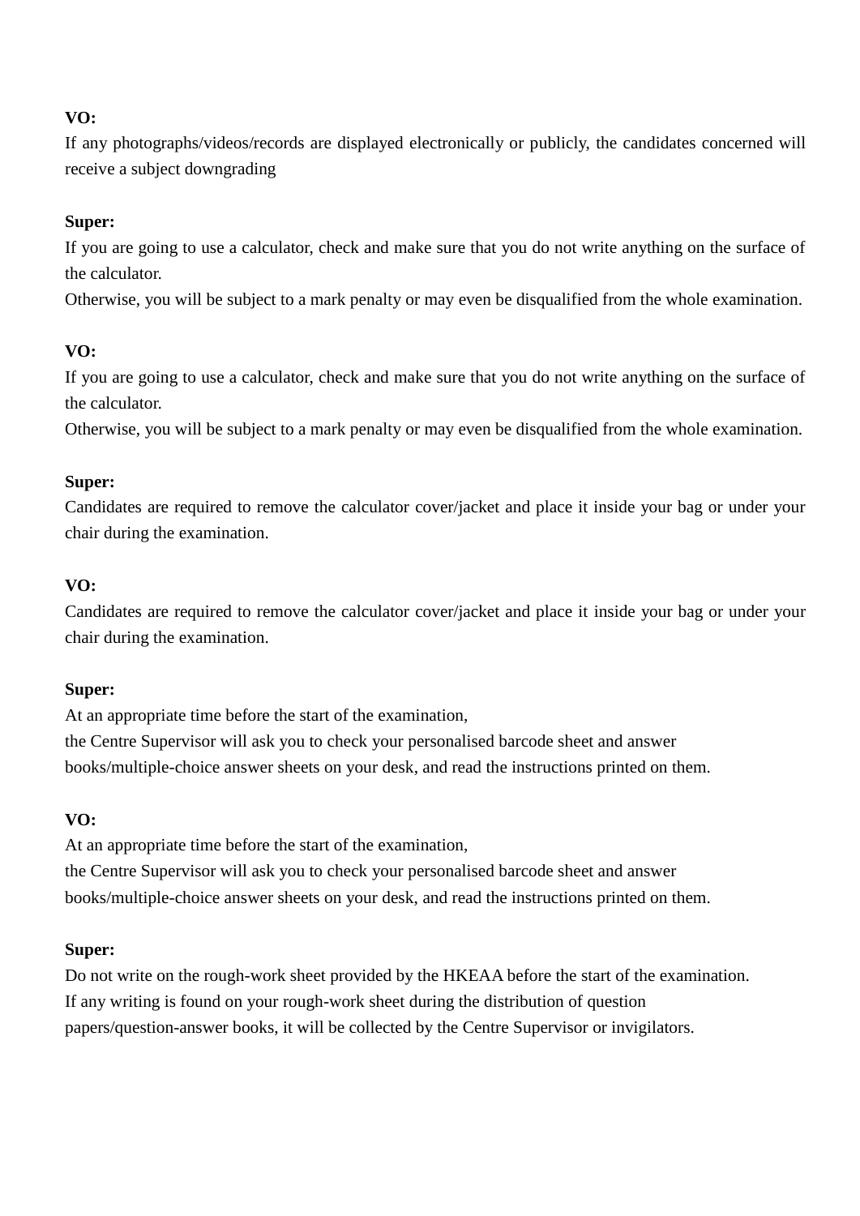**VO:**
If any photographs/videos/records are displayed electronically or publicly, the candidates concerned will receive a subject downgrading

**Super:**
If you are going to use a calculator, check and make sure that you do not write anything on the surface of the calculator.
Otherwise, you will be subject to a mark penalty or may even be disqualified from the whole examination.

**VO:**
If you are going to use a calculator, check and make sure that you do not write anything on the surface of the calculator.
Otherwise, you will be subject to a mark penalty or may even be disqualified from the whole examination.

**Super:**
Candidates are required to remove the calculator cover/jacket and place it inside your bag or under your chair during the examination.

**VO:**
Candidates are required to remove the calculator cover/jacket and place it inside your bag or under your chair during the examination.

**Super:**
At an appropriate time before the start of the examination,
the Centre Supervisor will ask you to check your personalised barcode sheet and answer books/multiple-choice answer sheets on your desk, and read the instructions printed on them.

**VO:**
At an appropriate time before the start of the examination,
the Centre Supervisor will ask you to check your personalised barcode sheet and answer books/multiple-choice answer sheets on your desk, and read the instructions printed on them.

**Super:**
Do not write on the rough-work sheet provided by the HKEAA before the start of the examination.
If any writing is found on your rough-work sheet during the distribution of question papers/question-answer books, it will be collected by the Centre Supervisor or invigilators.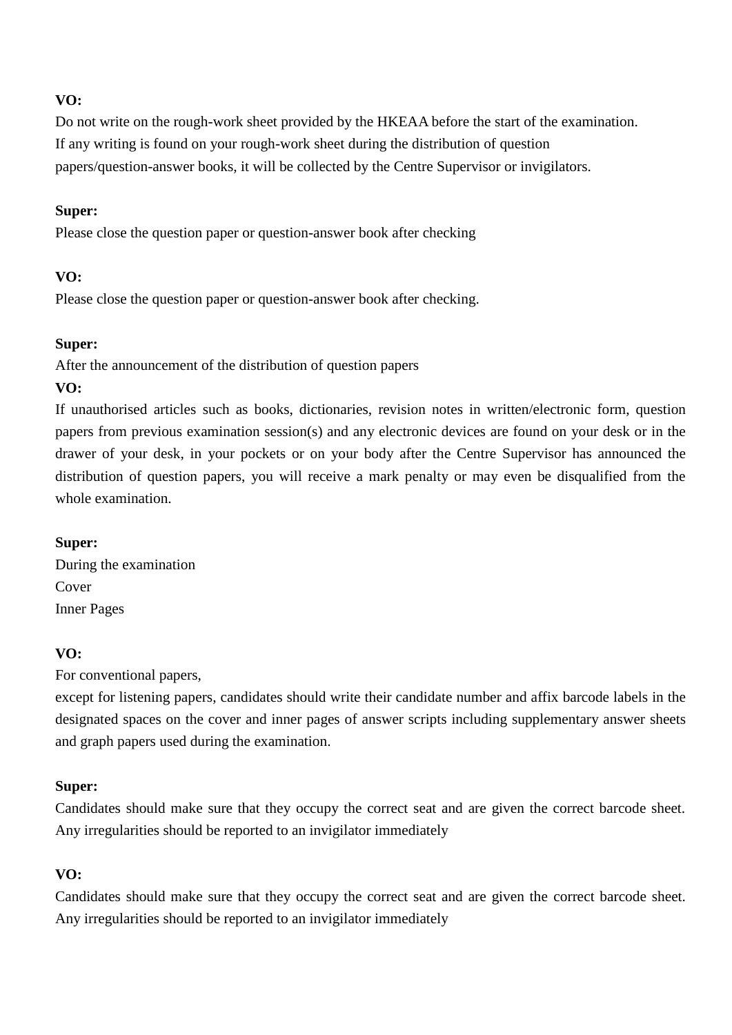**VO:**

Do not write on the rough-work sheet provided by the HKEAA before the start of the examination.
If any writing is found on your rough-work sheet during the distribution of question papers/question-answer books, it will be collected by the Centre Supervisor or invigilators.

**Super:**

Please close the question paper or question-answer book after checking

**VO:**

Please close the question paper or question-answer book after checking.

**Super:**

After the announcement of the distribution of question papers

**VO:**

If unauthorised articles such as books, dictionaries, revision notes in written/electronic form, question papers from previous examination session(s) and any electronic devices are found on your desk or in the drawer of your desk, in your pockets or on your body after the Centre Supervisor has announced the distribution of question papers, you will receive a mark penalty or may even be disqualified from the whole examination.

**Super:**

During the examination
Cover
Inner Pages

**VO:**

For conventional papers,
except for listening papers, candidates should write their candidate number and affix barcode labels in the designated spaces on the cover and inner pages of answer scripts including supplementary answer sheets and graph papers used during the examination.

**Super:**

Candidates should make sure that they occupy the correct seat and are given the correct barcode sheet. Any irregularities should be reported to an invigilator immediately

**VO:**

Candidates should make sure that they occupy the correct seat and are given the correct barcode sheet. Any irregularities should be reported to an invigilator immediately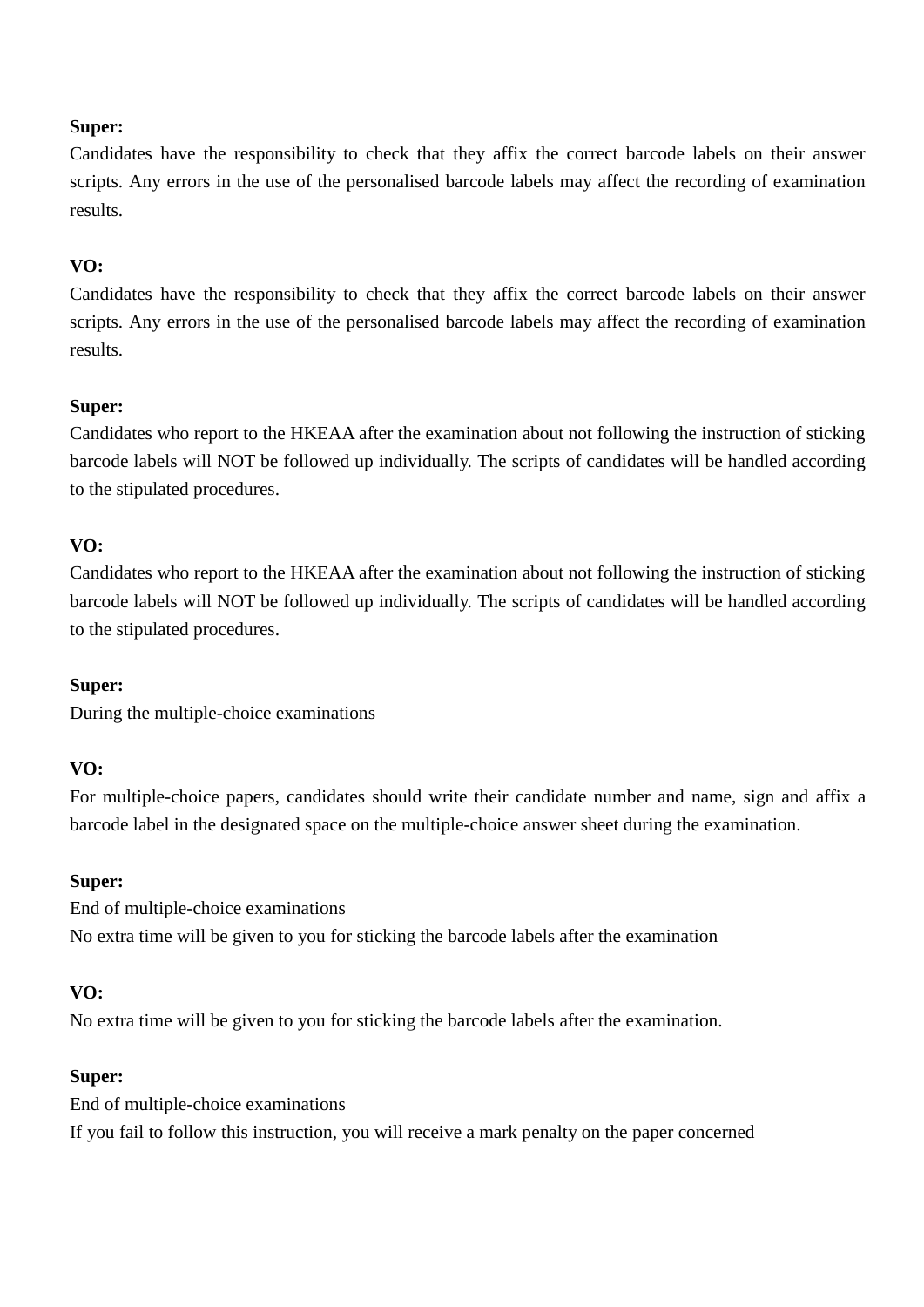**Super:**
Candidates have the responsibility to check that they affix the correct barcode labels on their answer scripts. Any errors in the use of the personalised barcode labels may affect the recording of examination results.

**VO:**
Candidates have the responsibility to check that they affix the correct barcode labels on their answer scripts. Any errors in the use of the personalised barcode labels may affect the recording of examination results.

**Super:**
Candidates who report to the HKEAA after the examination about not following the instruction of sticking barcode labels will NOT be followed up individually. The scripts of candidates will be handled according to the stipulated procedures.

**VO:**
Candidates who report to the HKEAA after the examination about not following the instruction of sticking barcode labels will NOT be followed up individually. The scripts of candidates will be handled according to the stipulated procedures.

**Super:**
During the multiple-choice examinations

**VO:**
For multiple-choice papers, candidates should write their candidate number and name, sign and affix a barcode label in the designated space on the multiple-choice answer sheet during the examination.

**Super:**
End of multiple-choice examinations
No extra time will be given to you for sticking the barcode labels after the examination

**VO:**
No extra time will be given to you for sticking the barcode labels after the examination.

**Super:**
End of multiple-choice examinations
If you fail to follow this instruction, you will receive a mark penalty on the paper concerned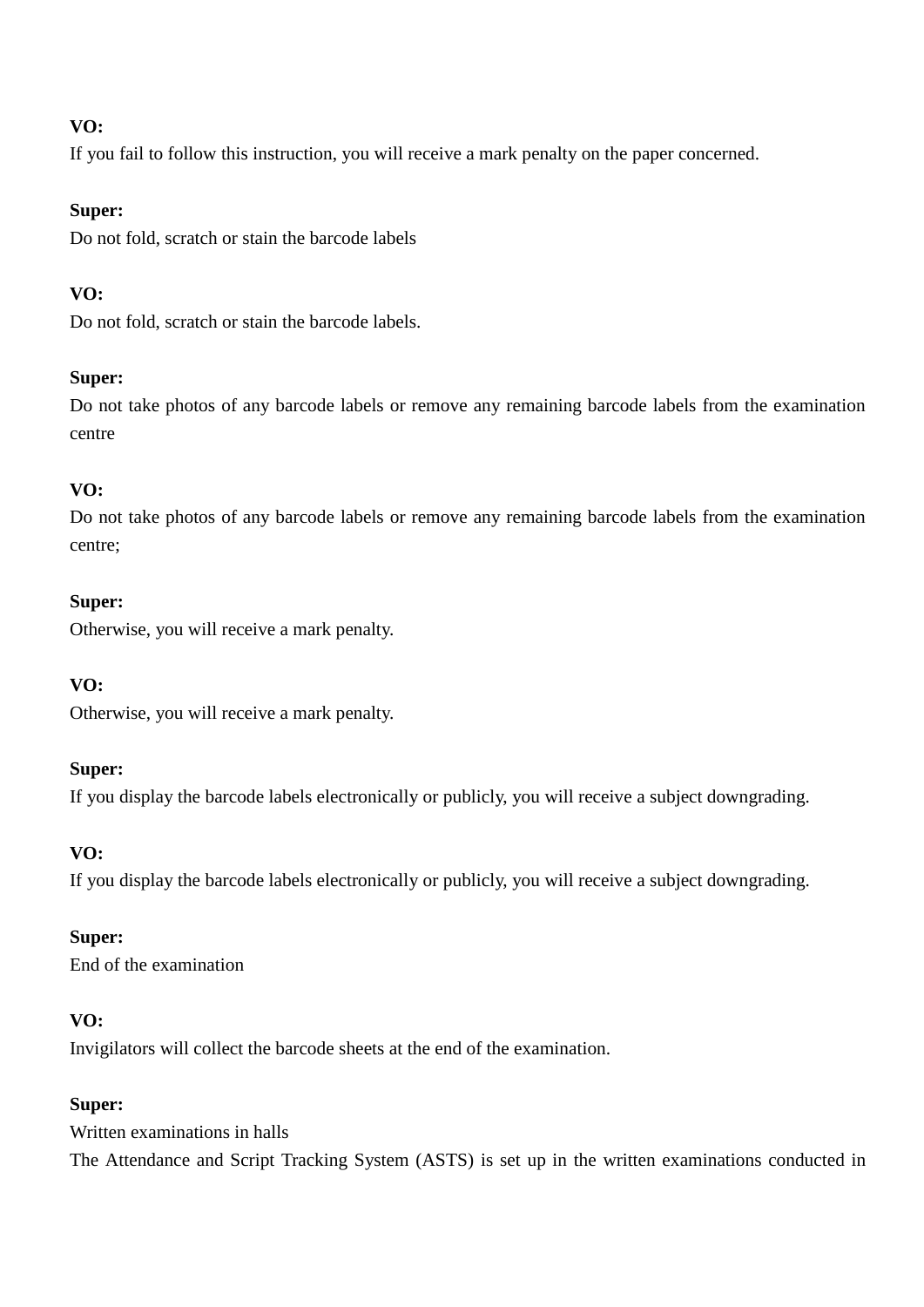**VO:**
If you fail to follow this instruction, you will receive a mark penalty on the paper concerned.

**Super:**
Do not fold, scratch or stain the barcode labels

**VO:**
Do not fold, scratch or stain the barcode labels.

**Super:**
Do not take photos of any barcode labels or remove any remaining barcode labels from the examination centre

**VO:**
Do not take photos of any barcode labels or remove any remaining barcode labels from the examination centre;

**Super:**
Otherwise, you will receive a mark penalty.

**VO:**
Otherwise, you will receive a mark penalty.

**Super:**
If you display the barcode labels electronically or publicly, you will receive a subject downgrading.

**VO:**
If you display the barcode labels electronically or publicly, you will receive a subject downgrading.

**Super:**
End of the examination

**VO:**
Invigilators will collect the barcode sheets at the end of the examination.

**Super:**
Written examinations in halls
The Attendance and Script Tracking System (ASTS) is set up in the written examinations conducted in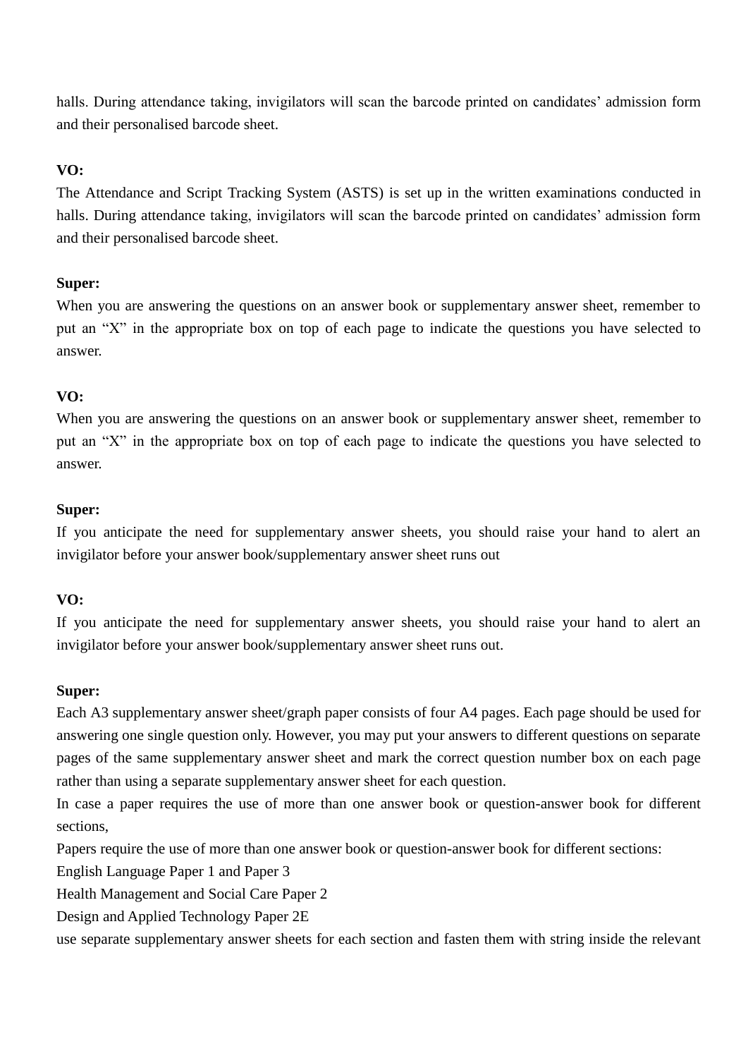halls. During attendance taking, invigilators will scan the barcode printed on candidates' admission form and their personalised barcode sheet.

**VO:**
The Attendance and Script Tracking System (ASTS) is set up in the written examinations conducted in halls. During attendance taking, invigilators will scan the barcode printed on candidates' admission form and their personalised barcode sheet.

**Super:**
When you are answering the questions on an answer book or supplementary answer sheet, remember to put an "X" in the appropriate box on top of each page to indicate the questions you have selected to answer.

**VO:**
When you are answering the questions on an answer book or supplementary answer sheet, remember to put an "X" in the appropriate box on top of each page to indicate the questions you have selected to answer.

**Super:**
If you anticipate the need for supplementary answer sheets, you should raise your hand to alert an invigilator before your answer book/supplementary answer sheet runs out

**VO:**
If you anticipate the need for supplementary answer sheets, you should raise your hand to alert an invigilator before your answer book/supplementary answer sheet runs out.

**Super:**
Each A3 supplementary answer sheet/graph paper consists of four A4 pages. Each page should be used for answering one single question only. However, you may put your answers to different questions on separate pages of the same supplementary answer sheet and mark the correct question number box on each page rather than using a separate supplementary answer sheet for each question.
In case a paper requires the use of more than one answer book or question-answer book for different sections,
Papers require the use of more than one answer book or question-answer book for different sections:
English Language Paper 1 and Paper 3
Health Management and Social Care Paper 2
Design and Applied Technology Paper 2E
use separate supplementary answer sheets for each section and fasten them with string inside the relevant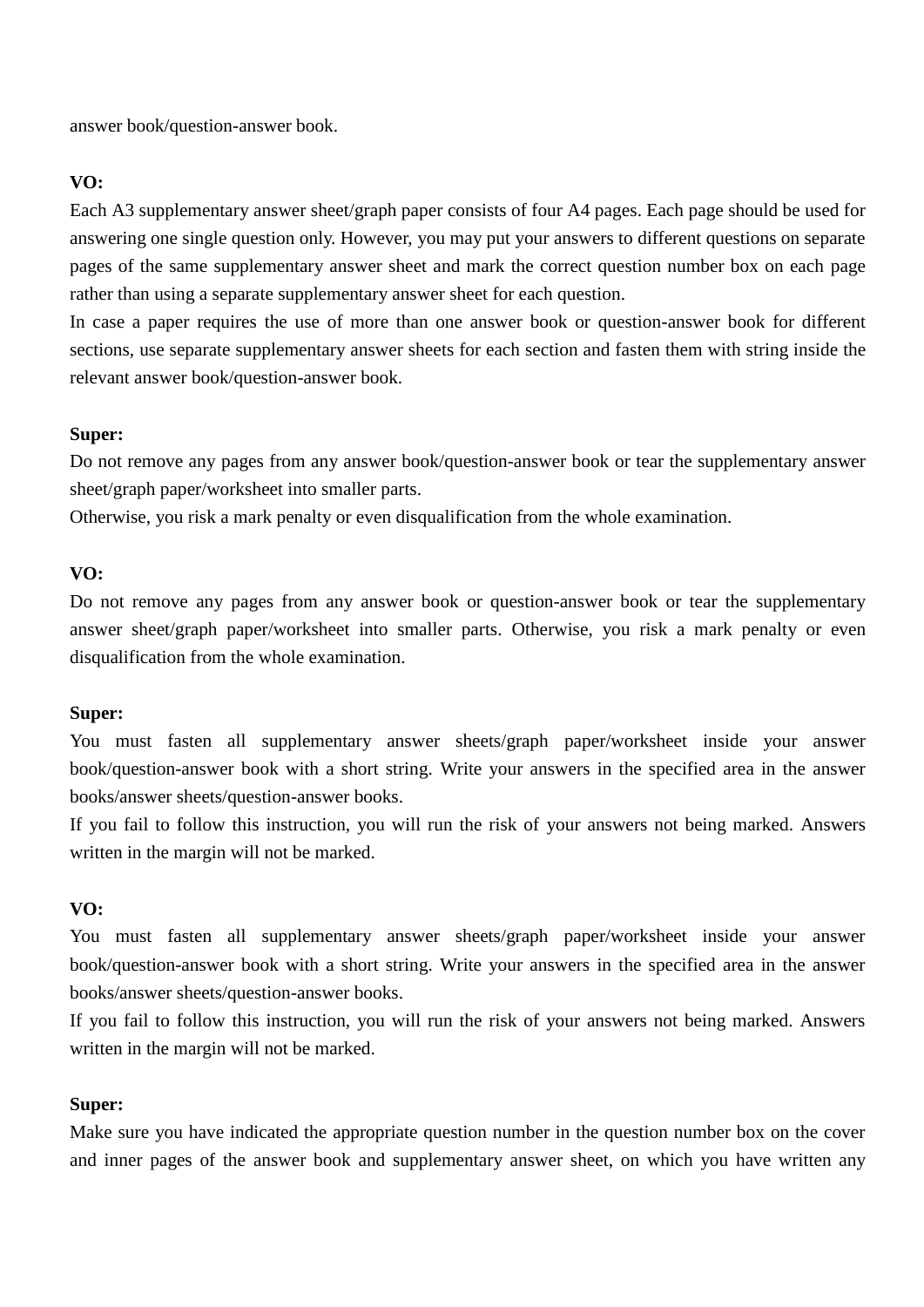answer book/question-answer book.

**VO:**
Each A3 supplementary answer sheet/graph paper consists of four A4 pages. Each page should be used for answering one single question only. However, you may put your answers to different questions on separate pages of the same supplementary answer sheet and mark the correct question number box on each page rather than using a separate supplementary answer sheet for each question.
In case a paper requires the use of more than one answer book or question-answer book for different sections, use separate supplementary answer sheets for each section and fasten them with string inside the relevant answer book/question-answer book.

**Super:**
Do not remove any pages from any answer book/question-answer book or tear the supplementary answer sheet/graph paper/worksheet into smaller parts.
Otherwise, you risk a mark penalty or even disqualification from the whole examination.

**VO:**
Do not remove any pages from any answer book or question-answer book or tear the supplementary answer sheet/graph paper/worksheet into smaller parts. Otherwise, you risk a mark penalty or even disqualification from the whole examination.

**Super:**
You must fasten all supplementary answer sheets/graph paper/worksheet inside your answer book/question-answer book with a short string. Write your answers in the specified area in the answer books/answer sheets/question-answer books.
If you fail to follow this instruction, you will run the risk of your answers not being marked. Answers written in the margin will not be marked.

**VO:**
You must fasten all supplementary answer sheets/graph paper/worksheet inside your answer book/question-answer book with a short string. Write your answers in the specified area in the answer books/answer sheets/question-answer books.
If you fail to follow this instruction, you will run the risk of your answers not being marked. Answers written in the margin will not be marked.

**Super:**
Make sure you have indicated the appropriate question number in the question number box on the cover and inner pages of the answer book and supplementary answer sheet, on which you have written any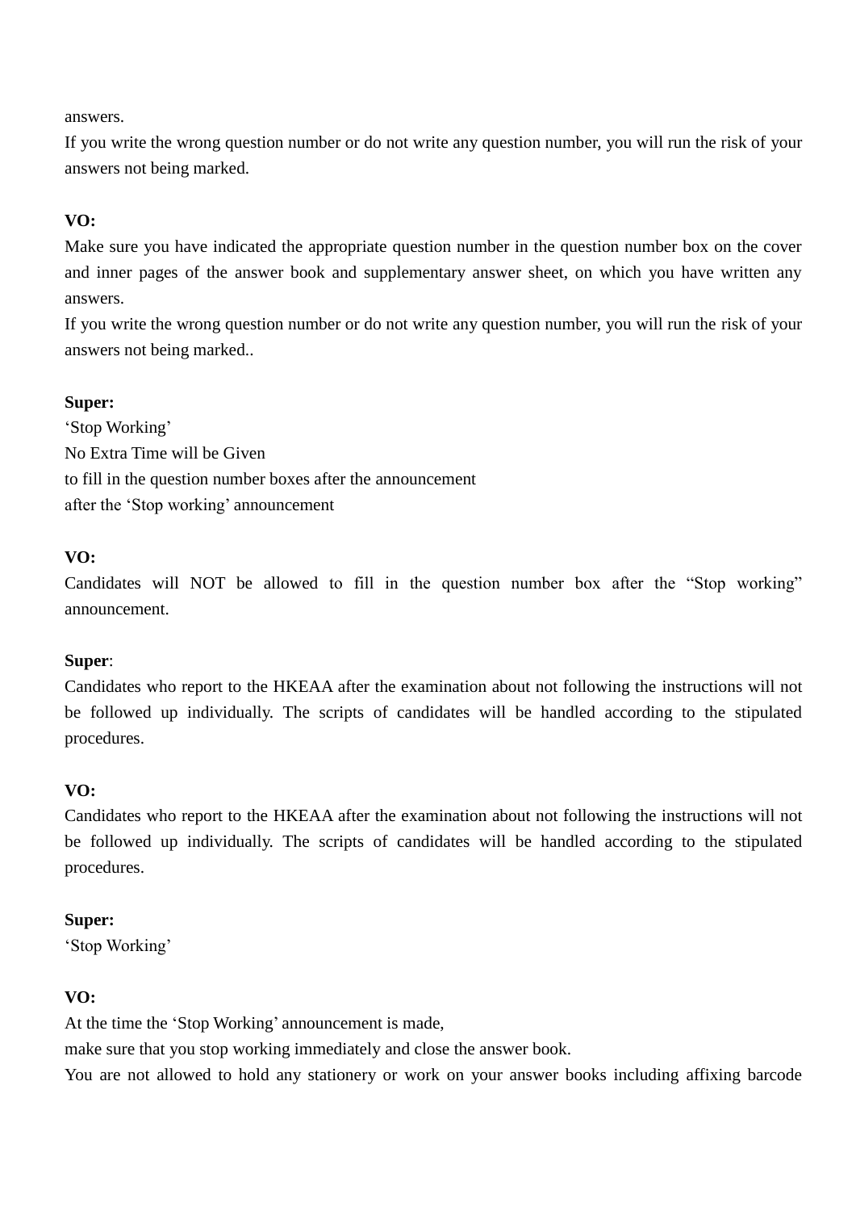answers.

If you write the wrong question number or do not write any question number, you will run the risk of your answers not being marked.

**VO:**

Make sure you have indicated the appropriate question number in the question number box on the cover and inner pages of the answer book and supplementary answer sheet, on which you have written any answers.

If you write the wrong question number or do not write any question number, you will run the risk of your answers not being marked..

**Super:**

'Stop Working'

No Extra Time will be Given

to fill in the question number boxes after the announcement

after the 'Stop working' announcement

**VO:**

Candidates will NOT be allowed to fill in the question number box after the "Stop working" announcement.

**Super**:

Candidates who report to the HKEAA after the examination about not following the instructions will not be followed up individually. The scripts of candidates will be handled according to the stipulated procedures.

**VO:**

Candidates who report to the HKEAA after the examination about not following the instructions will not be followed up individually. The scripts of candidates will be handled according to the stipulated procedures.

**Super:**

'Stop Working'

**VO:**

At the time the 'Stop Working' announcement is made,

make sure that you stop working immediately and close the answer book.

You are not allowed to hold any stationery or work on your answer books including affixing barcode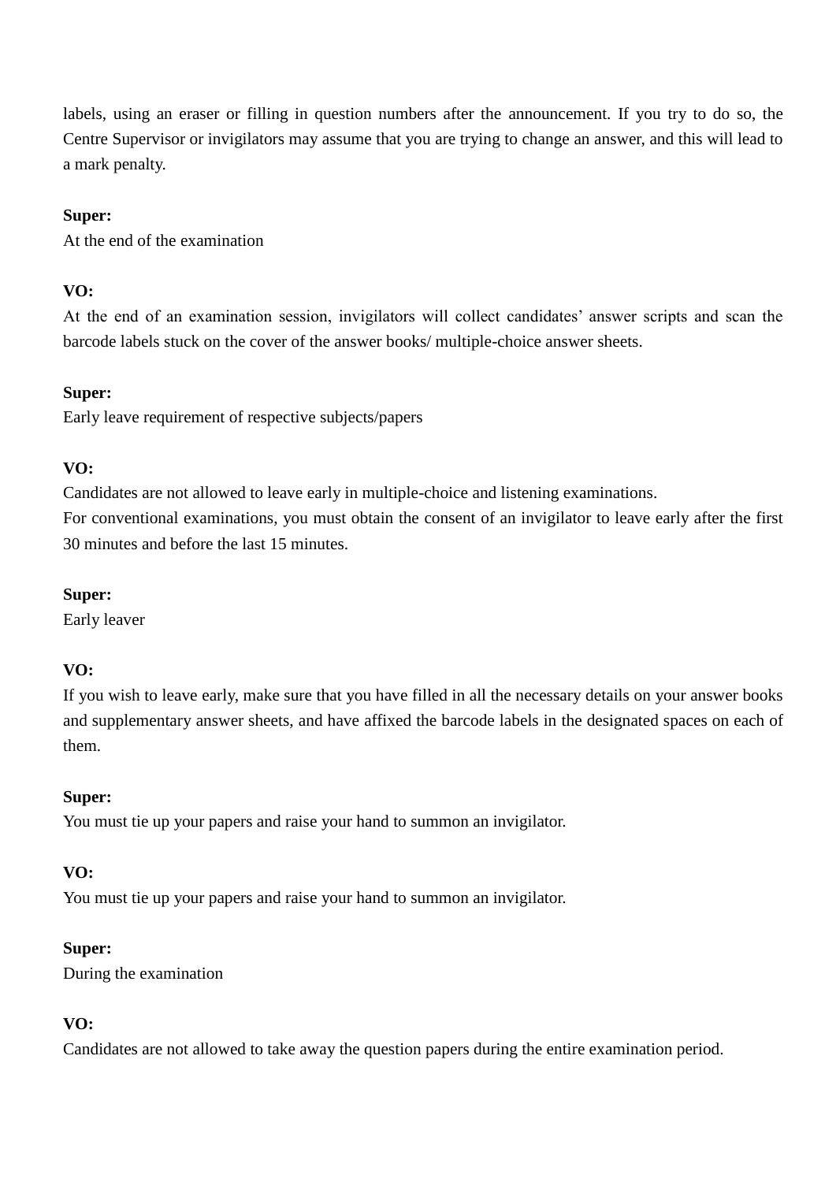labels, using an eraser or filling in question numbers after the announcement. If you try to do so, the Centre Supervisor or invigilators may assume that you are trying to change an answer, and this will lead to a mark penalty.

**Super:**
At the end of the examination

**VO:**
At the end of an examination session, invigilators will collect candidates' answer scripts and scan the barcode labels stuck on the cover of the answer books/ multiple-choice answer sheets.

**Super:**
Early leave requirement of respective subjects/papers

**VO:**
Candidates are not allowed to leave early in multiple-choice and listening examinations.
For conventional examinations, you must obtain the consent of an invigilator to leave early after the first 30 minutes and before the last 15 minutes.

**Super:**
Early leaver

**VO:**
If you wish to leave early, make sure that you have filled in all the necessary details on your answer books and supplementary answer sheets, and have affixed the barcode labels in the designated spaces on each of them.

**Super:**
You must tie up your papers and raise your hand to summon an invigilator.

**VO:**
You must tie up your papers and raise your hand to summon an invigilator.

**Super:**
During the examination

**VO:**
Candidates are not allowed to take away the question papers during the entire examination period.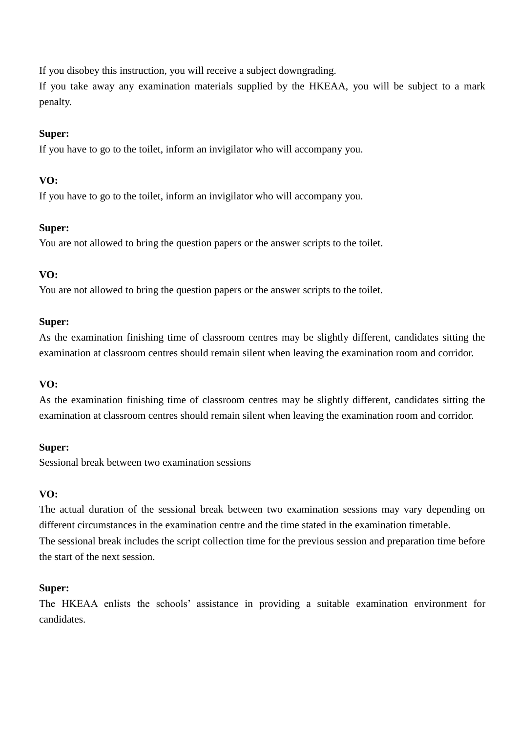If you disobey this instruction, you will receive a subject downgrading.
If you take away any examination materials supplied by the HKEAA, you will be subject to a mark penalty.

**Super:**
If you have to go to the toilet, inform an invigilator who will accompany you.

**VO:**
If you have to go to the toilet, inform an invigilator who will accompany you.

**Super:**
You are not allowed to bring the question papers or the answer scripts to the toilet.

**VO:**
You are not allowed to bring the question papers or the answer scripts to the toilet.

**Super:**
As the examination finishing time of classroom centres may be slightly different, candidates sitting the examination at classroom centres should remain silent when leaving the examination room and corridor.

**VO:**
As the examination finishing time of classroom centres may be slightly different, candidates sitting the examination at classroom centres should remain silent when leaving the examination room and corridor.

**Super:**
Sessional break between two examination sessions

**VO:**
The actual duration of the sessional break between two examination sessions may vary depending on different circumstances in the examination centre and the time stated in the examination timetable.
The sessional break includes the script collection time for the previous session and preparation time before the start of the next session.

**Super:**
The HKEAA enlists the schools' assistance in providing a suitable examination environment for candidates.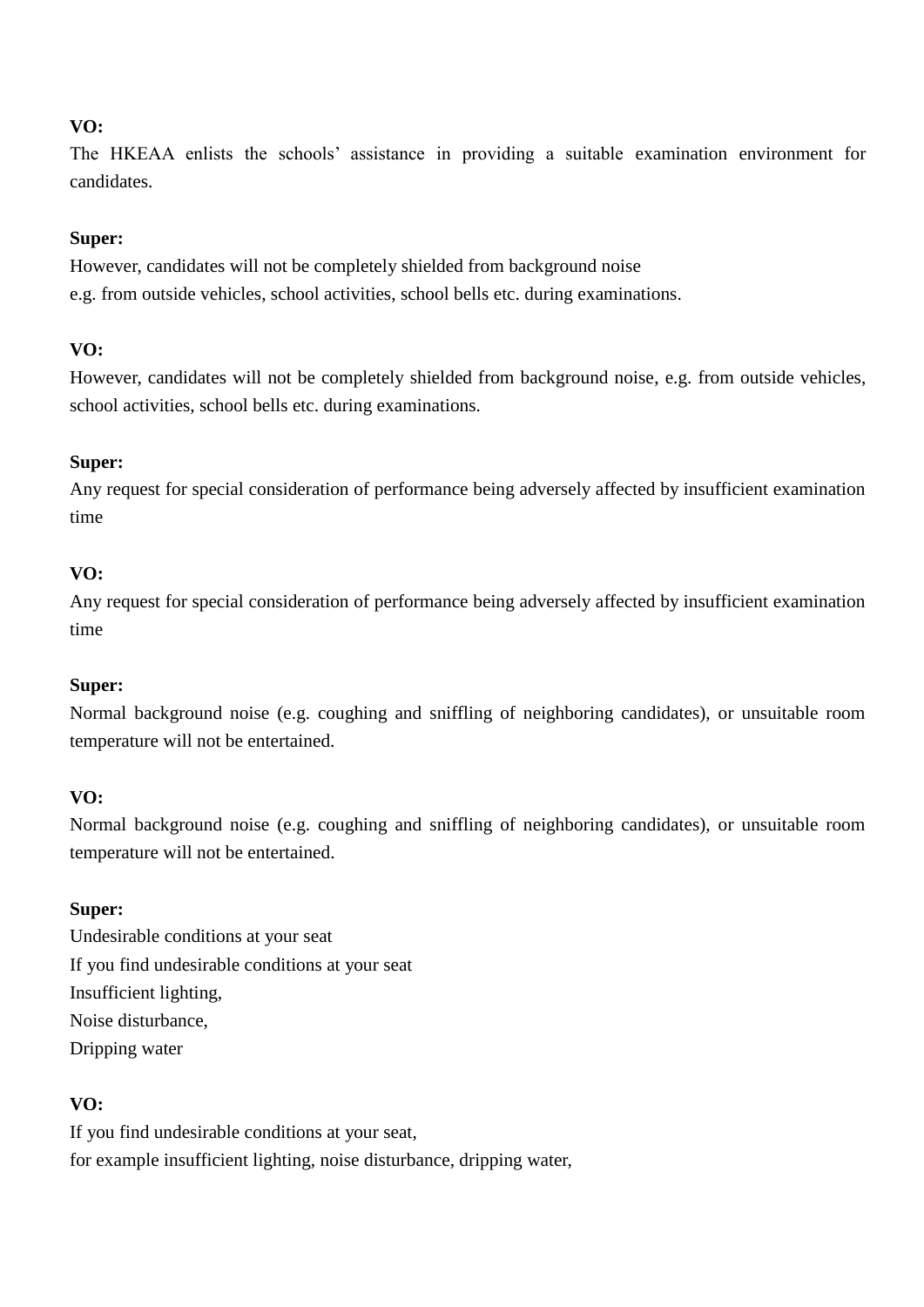**VO:**

The HKEAA enlists the schools' assistance in providing a suitable examination environment for candidates.

**Super:**

However, candidates will not be completely shielded from background noise
e.g. from outside vehicles, school activities, school bells etc. during examinations.

**VO:**

However, candidates will not be completely shielded from background noise, e.g. from outside vehicles, school activities, school bells etc. during examinations.

**Super:**

Any request for special consideration of performance being adversely affected by insufficient examination time

**VO:**

Any request for special consideration of performance being adversely affected by insufficient examination time

**Super:**

Normal background noise (e.g. coughing and sniffling of neighboring candidates), or unsuitable room temperature will not be entertained.

**VO:**

Normal background noise (e.g. coughing and sniffling of neighboring candidates), or unsuitable room temperature will not be entertained.

**Super:**

Undesirable conditions at your seat
If you find undesirable conditions at your seat
Insufficient lighting,
Noise disturbance,
Dripping water

**VO:**

If you find undesirable conditions at your seat,
for example insufficient lighting, noise disturbance, dripping water,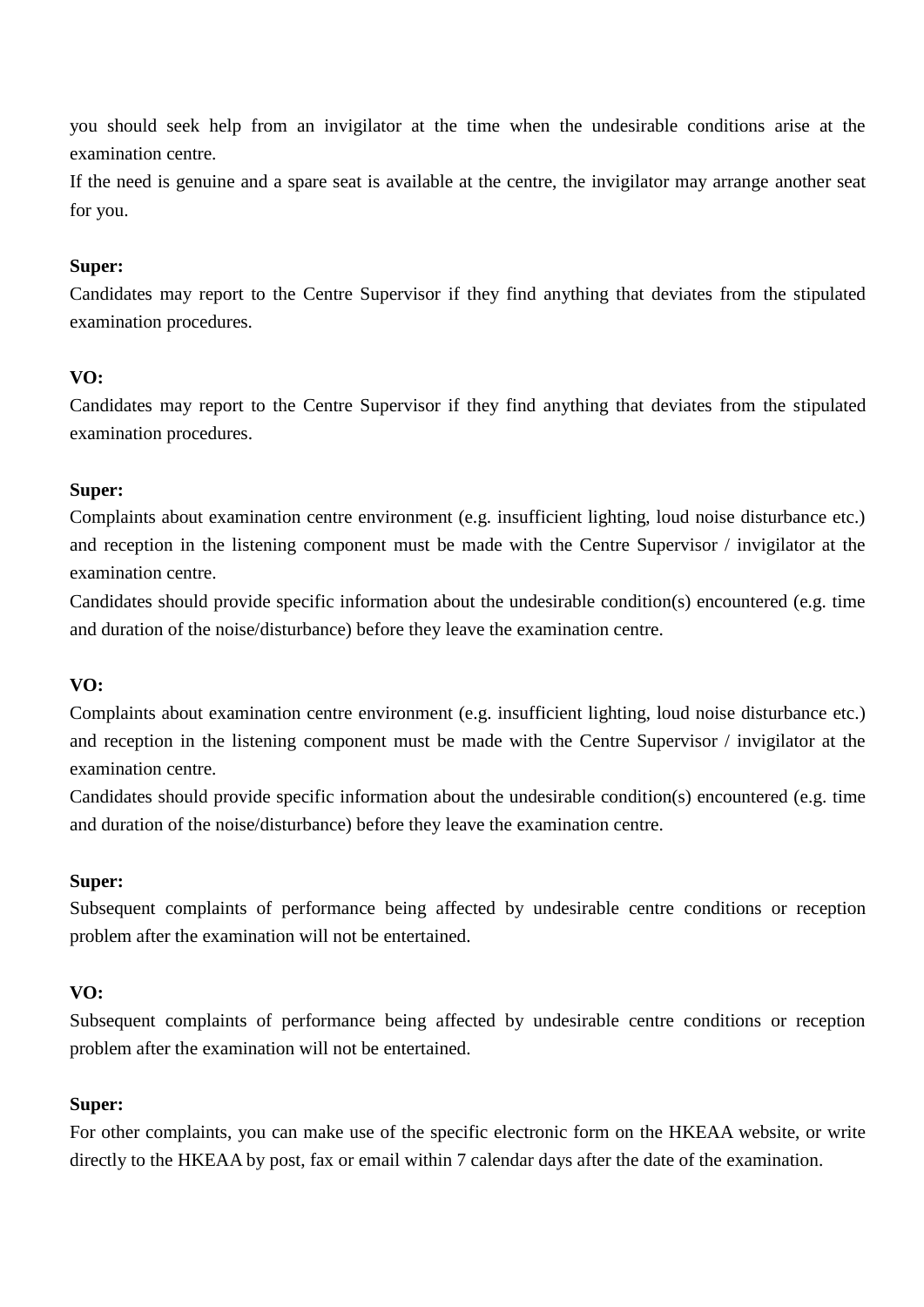you should seek help from an invigilator at the time when the undesirable conditions arise at the examination centre.

If the need is genuine and a spare seat is available at the centre, the invigilator may arrange another seat for you.

**Super:**

Candidates may report to the Centre Supervisor if they find anything that deviates from the stipulated examination procedures.

**VO:**

Candidates may report to the Centre Supervisor if they find anything that deviates from the stipulated examination procedures.

**Super:**

Complaints about examination centre environment (e.g. insufficient lighting, loud noise disturbance etc.) and reception in the listening component must be made with the Centre Supervisor / invigilator at the examination centre.

Candidates should provide specific information about the undesirable condition(s) encountered (e.g. time and duration of the noise/disturbance) before they leave the examination centre.

**VO:**

Complaints about examination centre environment (e.g. insufficient lighting, loud noise disturbance etc.) and reception in the listening component must be made with the Centre Supervisor / invigilator at the examination centre.

Candidates should provide specific information about the undesirable condition(s) encountered (e.g. time and duration of the noise/disturbance) before they leave the examination centre.

**Super:**

Subsequent complaints of performance being affected by undesirable centre conditions or reception problem after the examination will not be entertained.

**VO:**

Subsequent complaints of performance being affected by undesirable centre conditions or reception problem after the examination will not be entertained.

**Super:**

For other complaints, you can make use of the specific electronic form on the HKEAA website, or write directly to the HKEAA by post, fax or email within 7 calendar days after the date of the examination.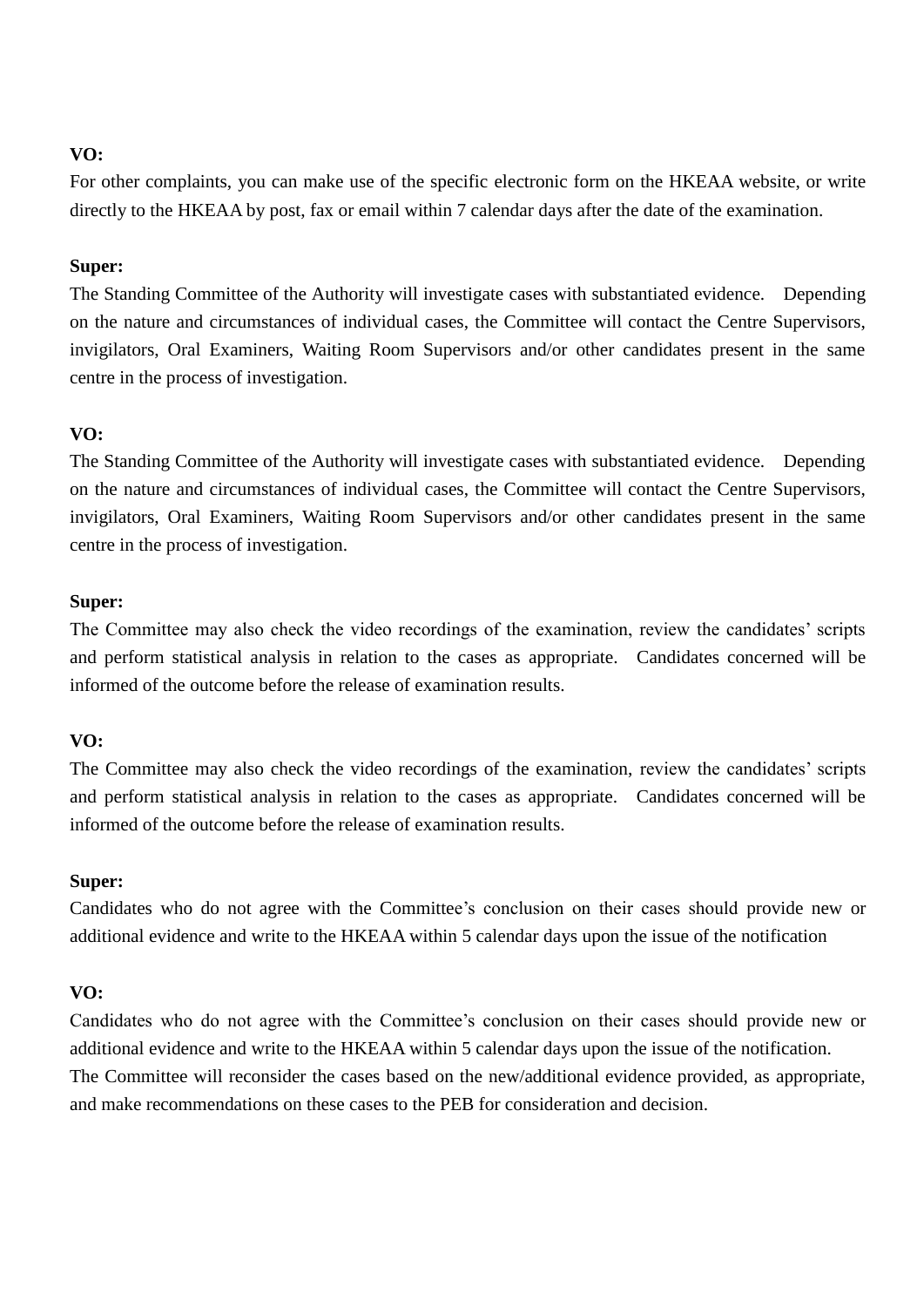**VO:**

For other complaints, you can make use of the specific electronic form on the HKEAA website, or write directly to the HKEAA by post, fax or email within 7 calendar days after the date of the examination.

**Super:**

The Standing Committee of the Authority will investigate cases with substantiated evidence. Depending on the nature and circumstances of individual cases, the Committee will contact the Centre Supervisors, invigilators, Oral Examiners, Waiting Room Supervisors and/or other candidates present in the same centre in the process of investigation.

**VO:**

The Standing Committee of the Authority will investigate cases with substantiated evidence. Depending on the nature and circumstances of individual cases, the Committee will contact the Centre Supervisors, invigilators, Oral Examiners, Waiting Room Supervisors and/or other candidates present in the same centre in the process of investigation.

**Super:**

The Committee may also check the video recordings of the examination, review the candidates' scripts and perform statistical analysis in relation to the cases as appropriate. Candidates concerned will be informed of the outcome before the release of examination results.

**VO:**

The Committee may also check the video recordings of the examination, review the candidates' scripts and perform statistical analysis in relation to the cases as appropriate. Candidates concerned will be informed of the outcome before the release of examination results.

**Super:**

Candidates who do not agree with the Committee's conclusion on their cases should provide new or additional evidence and write to the HKEAA within 5 calendar days upon the issue of the notification

**VO:**

Candidates who do not agree with the Committee's conclusion on their cases should provide new or additional evidence and write to the HKEAA within 5 calendar days upon the issue of the notification.
The Committee will reconsider the cases based on the new/additional evidence provided, as appropriate, and make recommendations on these cases to the PEB for consideration and decision.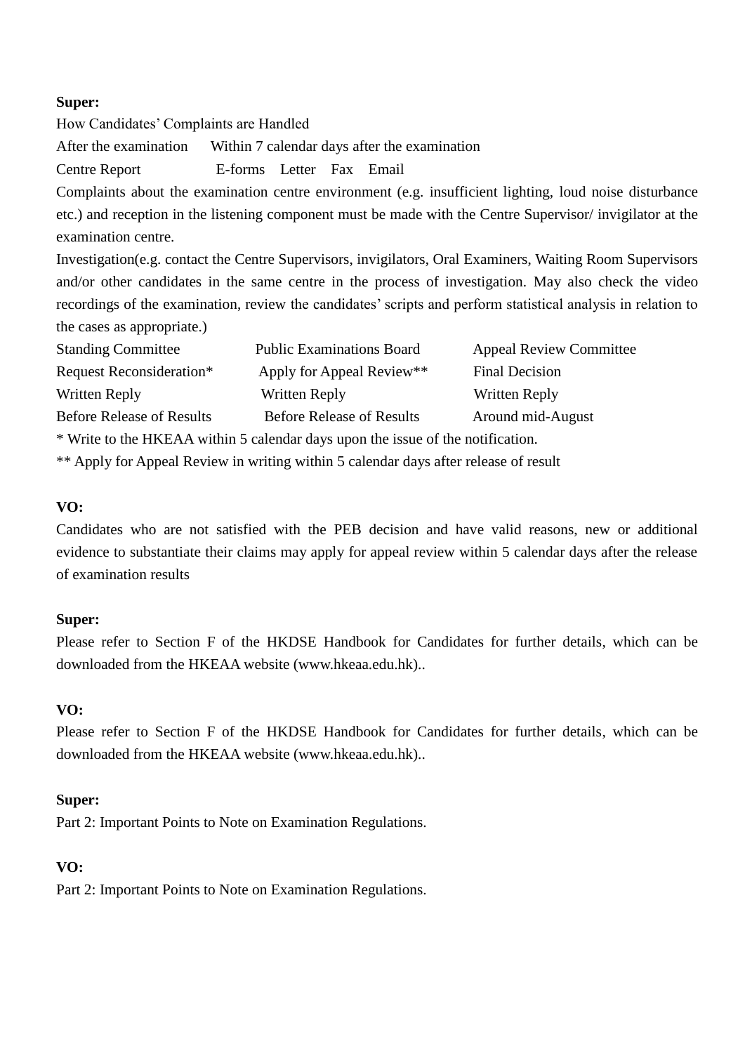**Super:**

How Candidates' Complaints are Handled

After the examination Within 7 calendar days after the examination

Centre Report E-forms Letter Fax Email

Complaints about the examination centre environment (e.g. insufficient lighting, loud noise disturbance etc.) and reception in the listening component must be made with the Centre Supervisor/ invigilator at the examination centre.

Investigation(e.g. contact the Centre Supervisors, invigilators, Oral Examiners, Waiting Room Supervisors and/or other candidates in the same centre in the process of investigation. May also check the video recordings of the examination, review the candidates' scripts and perform statistical analysis in relation to the cases as appropriate.)

| | | |
|---|---|---|
| Standing Committee | Public Examinations Board | Appeal Review Committee |
| Request Reconsideration* | Apply for Appeal Review** | Final Decision |
| Written Reply | Written Reply | Written Reply |
| Before Release of Results | Before Release of Results | Around mid-August |

* Write to the HKEAA within 5 calendar days upon the issue of the notification.

** Apply for Appeal Review in writing within 5 calendar days after release of result

**VO:**

Candidates who are not satisfied with the PEB decision and have valid reasons, new or additional evidence to substantiate their claims may apply for appeal review within 5 calendar days after the release of examination results

**Super:**

Please refer to Section F of the HKDSE Handbook for Candidates for further details, which can be downloaded from the HKEAA website (www.hkeaa.edu.hk)..

**VO:**

Please refer to Section F of the HKDSE Handbook for Candidates for further details, which can be downloaded from the HKEAA website (www.hkeaa.edu.hk)..

**Super:**

Part 2: Important Points to Note on Examination Regulations.

**VO:**

Part 2: Important Points to Note on Examination Regulations.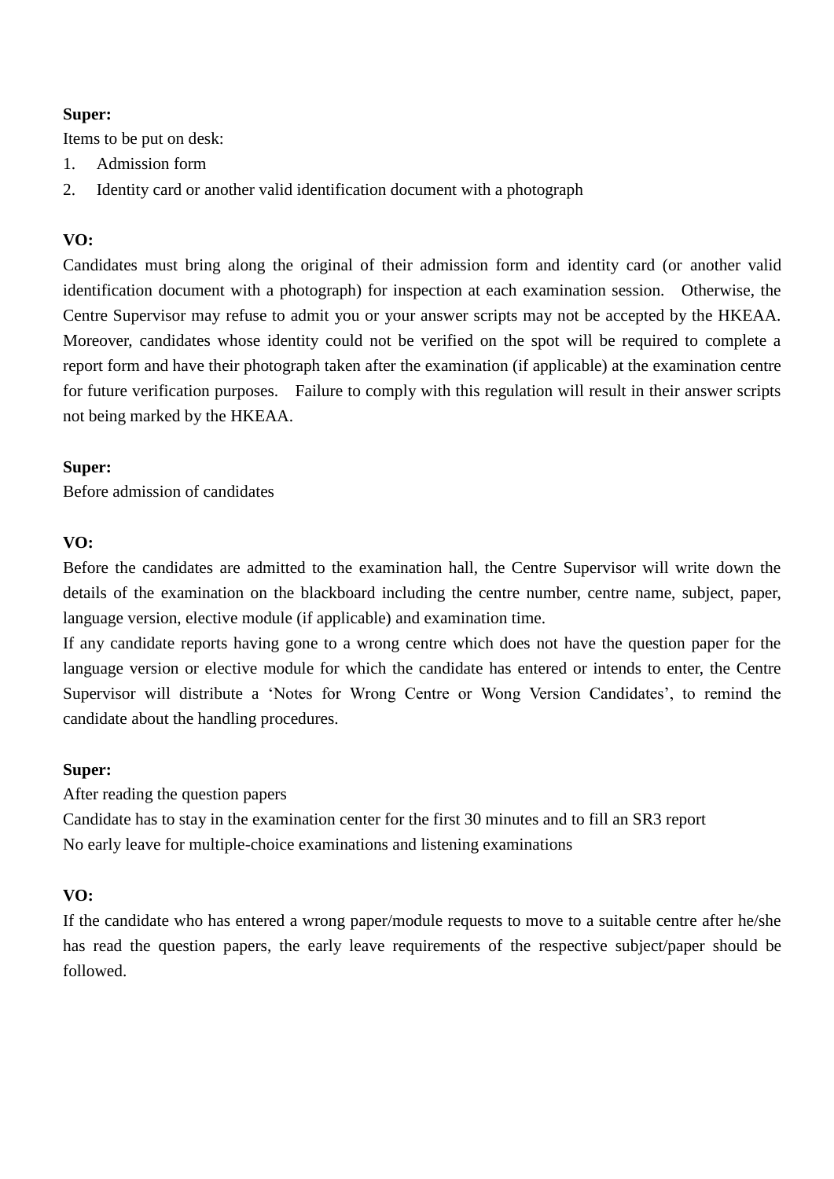**Super:**

Items to be put on desk:

1. Admission form
2. Identity card or another valid identification document with a photograph

**VO:**

Candidates must bring along the original of their admission form and identity card (or another valid identification document with a photograph) for inspection at each examination session. Otherwise, the Centre Supervisor may refuse to admit you or your answer scripts may not be accepted by the HKEAA. Moreover, candidates whose identity could not be verified on the spot will be required to complete a report form and have their photograph taken after the examination (if applicable) at the examination centre for future verification purposes. Failure to comply with this regulation will result in their answer scripts not being marked by the HKEAA.

**Super:**

Before admission of candidates

**VO:**

Before the candidates are admitted to the examination hall, the Centre Supervisor will write down the details of the examination on the blackboard including the centre number, centre name, subject, paper, language version, elective module (if applicable) and examination time.

If any candidate reports having gone to a wrong centre which does not have the question paper for the language version or elective module for which the candidate has entered or intends to enter, the Centre Supervisor will distribute a 'Notes for Wrong Centre or Wong Version Candidates', to remind the candidate about the handling procedures.

**Super:**

After reading the question papers

Candidate has to stay in the examination center for the first 30 minutes and to fill an SR3 report

No early leave for multiple-choice examinations and listening examinations

**VO:**

If the candidate who has entered a wrong paper/module requests to move to a suitable centre after he/she has read the question papers, the early leave requirements of the respective subject/paper should be followed.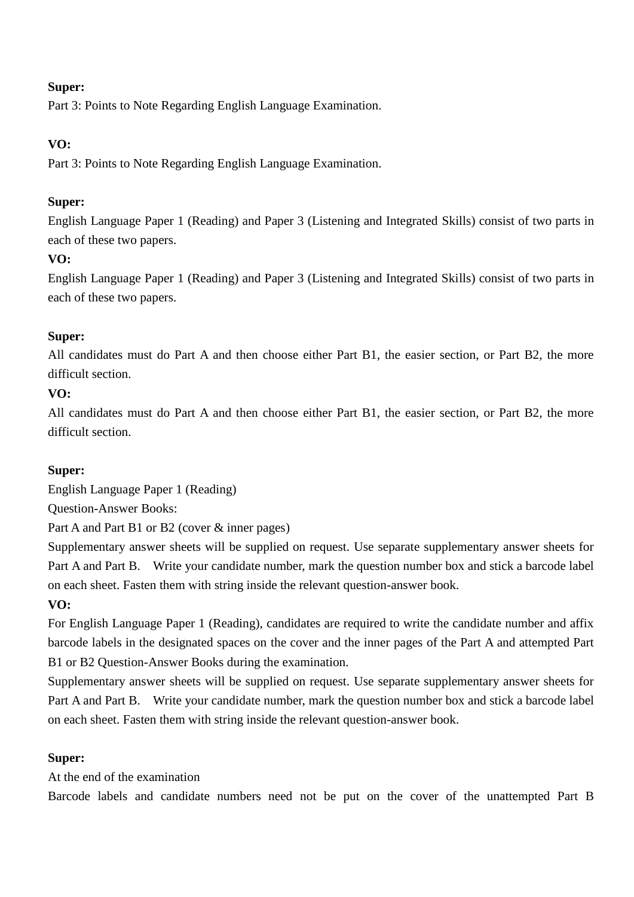**Super:**
Part 3: Points to Note Regarding English Language Examination.

**VO:**
Part 3: Points to Note Regarding English Language Examination.

**Super:**
English Language Paper 1 (Reading) and Paper 3 (Listening and Integrated Skills) consist of two parts in each of these two papers.

**VO:**
English Language Paper 1 (Reading) and Paper 3 (Listening and Integrated Skills) consist of two parts in each of these two papers.

**Super:**
All candidates must do Part A and then choose either Part B1, the easier section, or Part B2, the more difficult section.

**VO:**
All candidates must do Part A and then choose either Part B1, the easier section, or Part B2, the more difficult section.

**Super:**
English Language Paper 1 (Reading)
Question-Answer Books:
Part A and Part B1 or B2 (cover & inner pages)
Supplementary answer sheets will be supplied on request. Use separate supplementary answer sheets for Part A and Part B. Write your candidate number, mark the question number box and stick a barcode label on each sheet. Fasten them with string inside the relevant question-answer book.

**VO:**
For English Language Paper 1 (Reading), candidates are required to write the candidate number and affix barcode labels in the designated spaces on the cover and the inner pages of the Part A and attempted Part B1 or B2 Question-Answer Books during the examination.
Supplementary answer sheets will be supplied on request. Use separate supplementary answer sheets for Part A and Part B. Write your candidate number, mark the question number box and stick a barcode label on each sheet. Fasten them with string inside the relevant question-answer book.

**Super:**
At the end of the examination
Barcode labels and candidate numbers need not be put on the cover of the unattempted Part B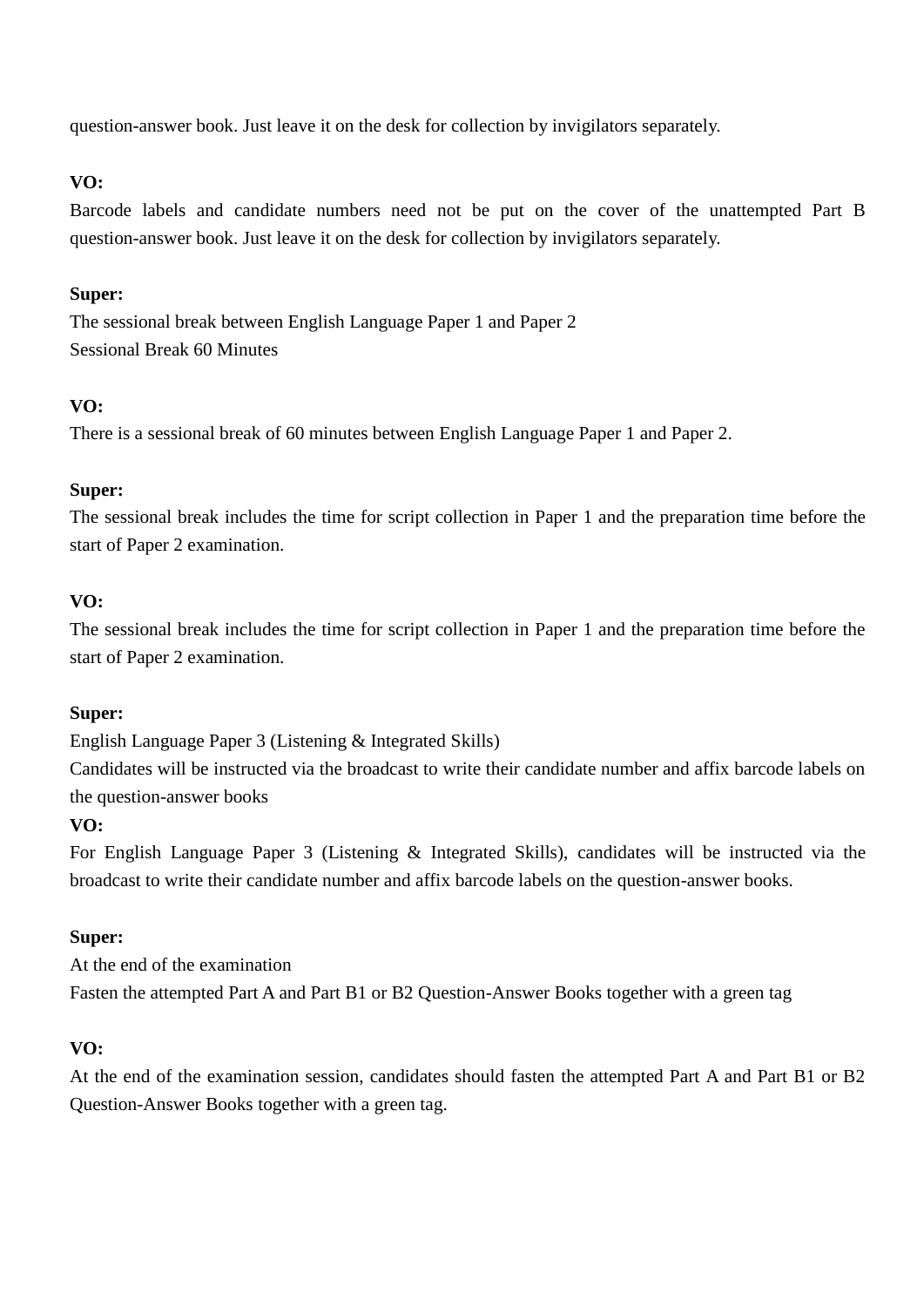question-answer book. Just leave it on the desk for collection by invigilators separately.

**VO:**
Barcode labels and candidate numbers need not be put on the cover of the unattempted Part B question-answer book. Just leave it on the desk for collection by invigilators separately.

**Super:**
The sessional break between English Language Paper 1 and Paper 2
Sessional Break 60 Minutes

**VO:**
There is a sessional break of 60 minutes between English Language Paper 1 and Paper 2.

**Super:**
The sessional break includes the time for script collection in Paper 1 and the preparation time before the start of Paper 2 examination.

**VO:**
The sessional break includes the time for script collection in Paper 1 and the preparation time before the start of Paper 2 examination.

**Super:**
English Language Paper 3 (Listening & Integrated Skills)
Candidates will be instructed via the broadcast to write their candidate number and affix barcode labels on the question-answer books

**VO:**
For English Language Paper 3 (Listening & Integrated Skills), candidates will be instructed via the broadcast to write their candidate number and affix barcode labels on the question-answer books.

**Super:**
At the end of the examination
Fasten the attempted Part A and Part B1 or B2 Question-Answer Books together with a green tag

**VO:**
At the end of the examination session, candidates should fasten the attempted Part A and Part B1 or B2 Question-Answer Books together with a green tag.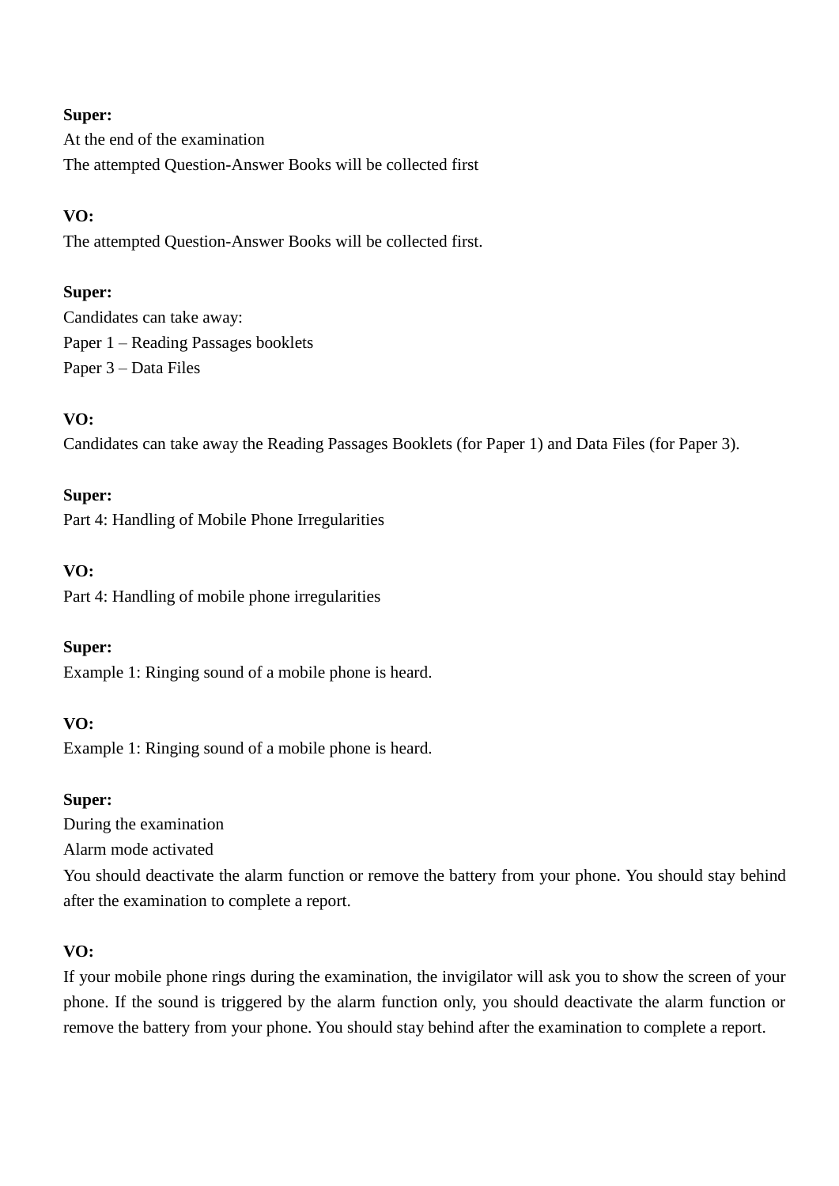**Super:**
At the end of the examination
The attempted Question-Answer Books will be collected first

**VO:**
The attempted Question-Answer Books will be collected first.

**Super:**
Candidates can take away:
Paper 1 – Reading Passages booklets
Paper 3 – Data Files

**VO:**
Candidates can take away the Reading Passages Booklets (for Paper 1) and Data Files (for Paper 3).

**Super:**
Part 4: Handling of Mobile Phone Irregularities

**VO:**
Part 4: Handling of mobile phone irregularities

**Super:**
Example 1: Ringing sound of a mobile phone is heard.

**VO:**
Example 1: Ringing sound of a mobile phone is heard.

**Super:**
During the examination
Alarm mode activated
You should deactivate the alarm function or remove the battery from your phone. You should stay behind after the examination to complete a report.

**VO:**
If your mobile phone rings during the examination, the invigilator will ask you to show the screen of your phone. If the sound is triggered by the alarm function only, you should deactivate the alarm function or remove the battery from your phone. You should stay behind after the examination to complete a report.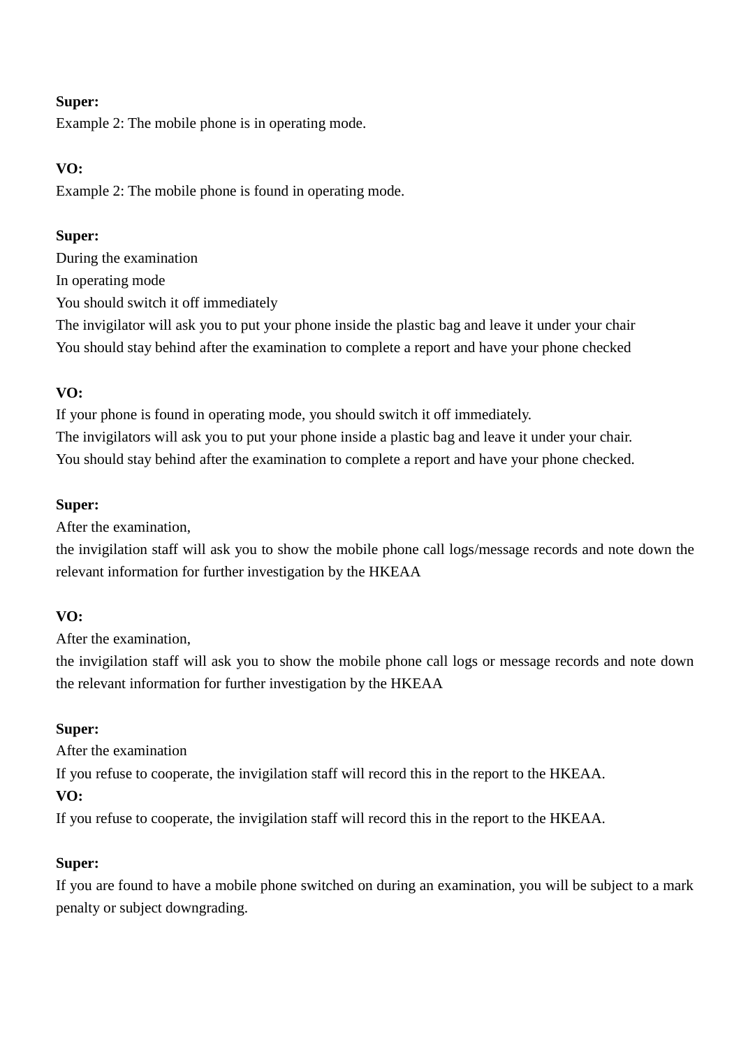**Super:**
Example 2: The mobile phone is in operating mode.

**VO:**
Example 2: The mobile phone is found in operating mode.

**Super:**
During the examination
In operating mode
You should switch it off immediately
The invigilator will ask you to put your phone inside the plastic bag and leave it under your chair
You should stay behind after the examination to complete a report and have your phone checked

**VO:**
If your phone is found in operating mode, you should switch it off immediately.
The invigilators will ask you to put your phone inside a plastic bag and leave it under your chair.
You should stay behind after the examination to complete a report and have your phone checked.

**Super:**
After the examination,
the invigilation staff will ask you to show the mobile phone call logs/message records and note down the relevant information for further investigation by the HKEAA

**VO:**
After the examination,
the invigilation staff will ask you to show the mobile phone call logs or message records and note down the relevant information for further investigation by the HKEAA

**Super:**
After the examination
If you refuse to cooperate, the invigilation staff will record this in the report to the HKEAA.

**VO:**
If you refuse to cooperate, the invigilation staff will record this in the report to the HKEAA.

**Super:**
If you are found to have a mobile phone switched on during an examination, you will be subject to a mark penalty or subject downgrading.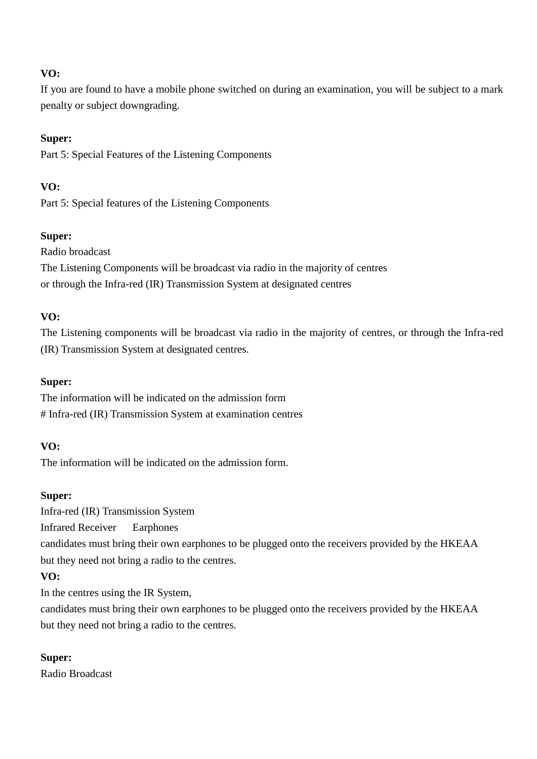**VO:**
If you are found to have a mobile phone switched on during an examination, you will be subject to a mark penalty or subject downgrading.

**Super:**
Part 5: Special Features of the Listening Components

**VO:**
Part 5: Special features of the Listening Components

**Super:**
Radio broadcast
The Listening Components will be broadcast via radio in the majority of centres
or through the Infra-red (IR) Transmission System at designated centres

**VO:**
The Listening components will be broadcast via radio in the majority of centres, or through the Infra-red (IR) Transmission System at designated centres.

**Super:**
The information will be indicated on the admission form
# Infra-red (IR) Transmission System at examination centres

**VO:**
The information will be indicated on the admission form.

**Super:**
Infra-red (IR) Transmission System
Infrared Receiver Earphones
candidates must bring their own earphones to be plugged onto the receivers provided by the HKEAA
but they need not bring a radio to the centres.

**VO:**
In the centres using the IR System,
candidates must bring their own earphones to be plugged onto the receivers provided by the HKEAA
but they need not bring a radio to the centres.

**Super:**
Radio Broadcast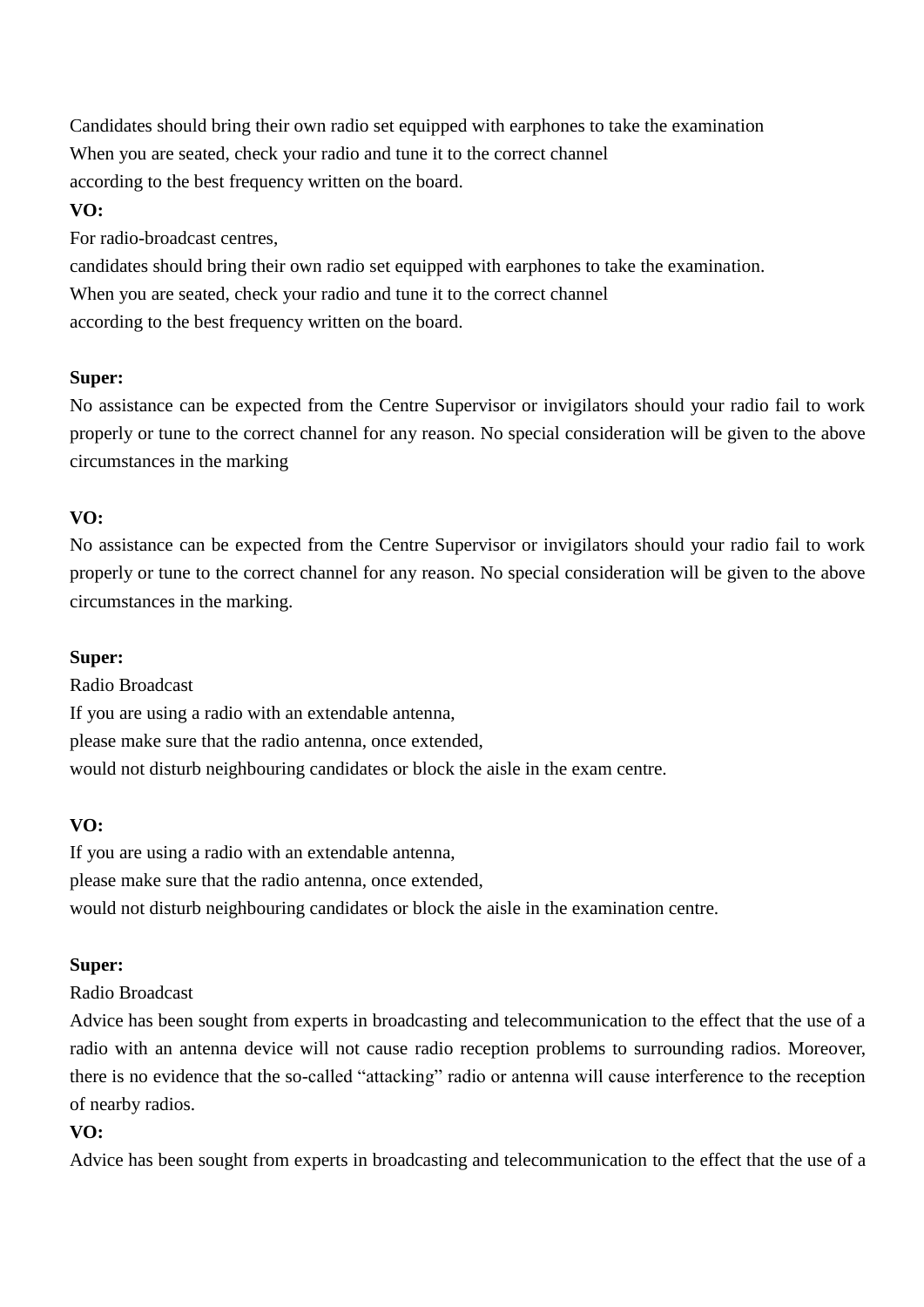Candidates should bring their own radio set equipped with earphones to take the examination
When you are seated, check your radio and tune it to the correct channel
according to the best frequency written on the board.

**VO:**

For radio-broadcast centres,
candidates should bring their own radio set equipped with earphones to take the examination.
When you are seated, check your radio and tune it to the correct channel
according to the best frequency written on the board.

**Super:**

No assistance can be expected from the Centre Supervisor or invigilators should your radio fail to work properly or tune to the correct channel for any reason. No special consideration will be given to the above circumstances in the marking

**VO:**

No assistance can be expected from the Centre Supervisor or invigilators should your radio fail to work properly or tune to the correct channel for any reason. No special consideration will be given to the above circumstances in the marking.

**Super:**

Radio Broadcast
If you are using a radio with an extendable antenna,
please make sure that the radio antenna, once extended,
would not disturb neighbouring candidates or block the aisle in the exam centre.

**VO:**

If you are using a radio with an extendable antenna,
please make sure that the radio antenna, once extended,
would not disturb neighbouring candidates or block the aisle in the examination centre.

**Super:**

Radio Broadcast
Advice has been sought from experts in broadcasting and telecommunication to the effect that the use of a radio with an antenna device will not cause radio reception problems to surrounding radios. Moreover, there is no evidence that the so-called "attacking" radio or antenna will cause interference to the reception of nearby radios.

**VO:**

Advice has been sought from experts in broadcasting and telecommunication to the effect that the use of a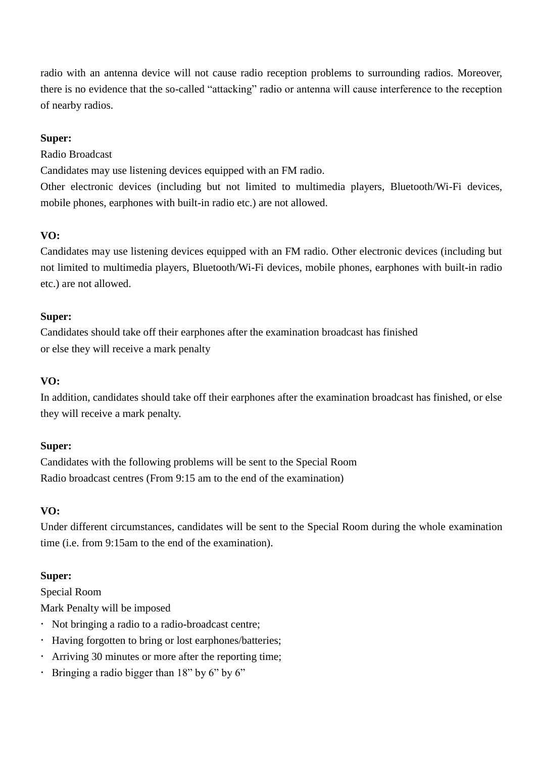radio with an antenna device will not cause radio reception problems to surrounding radios. Moreover, there is no evidence that the so-called “attacking” radio or antenna will cause interference to the reception of nearby radios.

**Super:**
Radio Broadcast
Candidates may use listening devices equipped with an FM radio.
Other electronic devices (including but not limited to multimedia players, Bluetooth/Wi-Fi devices, mobile phones, earphones with built-in radio etc.) are not allowed.

**VO:**
Candidates may use listening devices equipped with an FM radio. Other electronic devices (including but not limited to multimedia players, Bluetooth/Wi-Fi devices, mobile phones, earphones with built-in radio etc.) are not allowed.

**Super:**
Candidates should take off their earphones after the examination broadcast has finished
or else they will receive a mark penalty

**VO:**
In addition, candidates should take off their earphones after the examination broadcast has finished, or else they will receive a mark penalty.

**Super:**
Candidates with the following problems will be sent to the Special Room
Radio broadcast centres (From 9:15 am to the end of the examination)

**VO:**
Under different circumstances, candidates will be sent to the Special Room during the whole examination time (i.e. from 9:15am to the end of the examination).

**Super:**
Special Room
Mark Penalty will be imposed

- Not bringing a radio to a radio-broadcast centre;
- Having forgotten to bring or lost earphones/batteries;
- Arriving 30 minutes or more after the reporting time;
- Bringing a radio bigger than 18” by 6” by 6”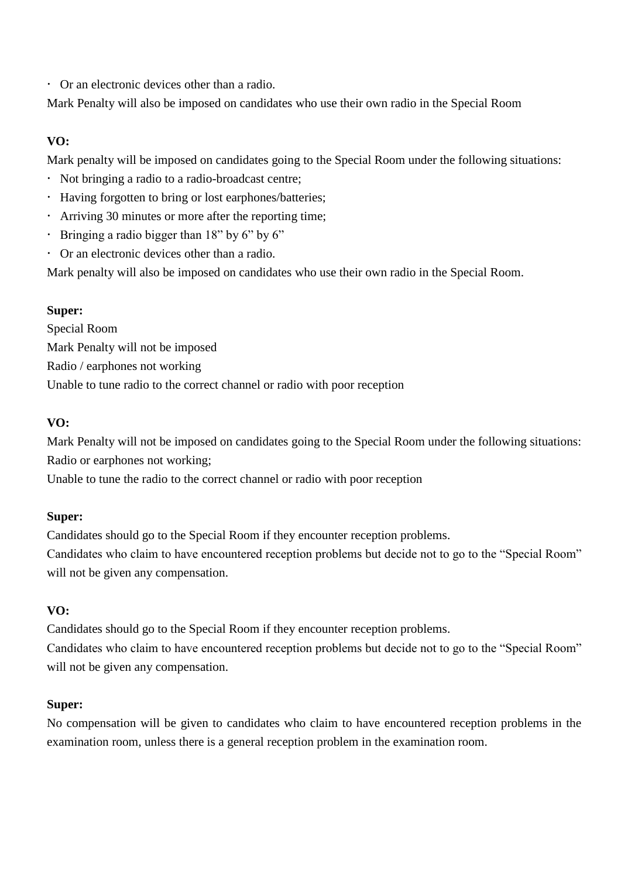- Or an electronic devices other than a radio.

Mark Penalty will also be imposed on candidates who use their own radio in the Special Room

**VO:**

Mark penalty will be imposed on candidates going to the Special Room under the following situations:

- Not bringing a radio to a radio-broadcast centre;
- Having forgotten to bring or lost earphones/batteries;
- Arriving 30 minutes or more after the reporting time;
- Bringing a radio bigger than 18” by 6” by 6”
- Or an electronic devices other than a radio.

Mark penalty will also be imposed on candidates who use their own radio in the Special Room.

**Super:**

Special Room

Mark Penalty will not be imposed

Radio / earphones not working

Unable to tune radio to the correct channel or radio with poor reception

**VO:**

Mark Penalty will not be imposed on candidates going to the Special Room under the following situations:

Radio or earphones not working;

Unable to tune the radio to the correct channel or radio with poor reception

**Super:**

Candidates should go to the Special Room if they encounter reception problems.

Candidates who claim to have encountered reception problems but decide not to go to the “Special Room” will not be given any compensation.

**VO:**

Candidates should go to the Special Room if they encounter reception problems.

Candidates who claim to have encountered reception problems but decide not to go to the “Special Room” will not be given any compensation.

**Super:**

No compensation will be given to candidates who claim to have encountered reception problems in the examination room, unless there is a general reception problem in the examination room.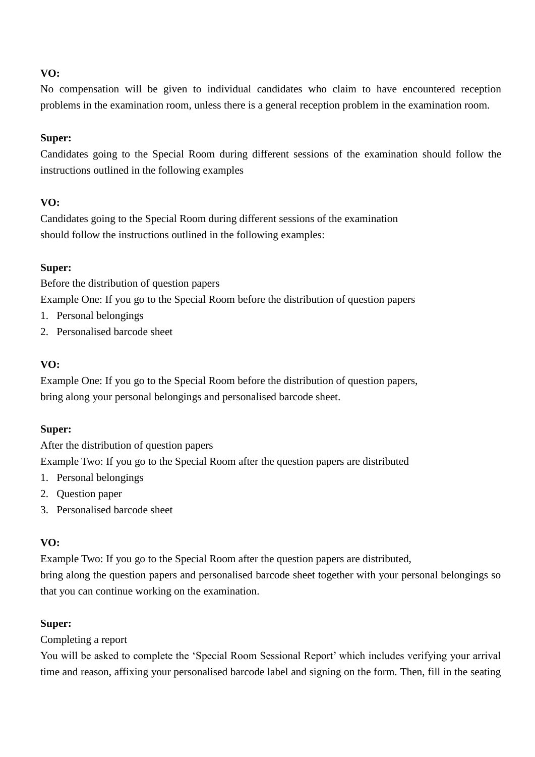**VO:**

No compensation will be given to individual candidates who claim to have encountered reception problems in the examination room, unless there is a general reception problem in the examination room.

**Super:**

Candidates going to the Special Room during different sessions of the examination should follow the instructions outlined in the following examples

**VO:**

Candidates going to the Special Room during different sessions of the examination
should follow the instructions outlined in the following examples:

**Super:**

Before the distribution of question papers
Example One: If you go to the Special Room before the distribution of question papers

1. Personal belongings
2. Personalised barcode sheet

**VO:**

Example One: If you go to the Special Room before the distribution of question papers,
bring along your personal belongings and personalised barcode sheet.

**Super:**

After the distribution of question papers
Example Two: If you go to the Special Room after the question papers are distributed

1. Personal belongings
2. Question paper
3. Personalised barcode sheet

**VO:**

Example Two: If you go to the Special Room after the question papers are distributed,
bring along the question papers and personalised barcode sheet together with your personal belongings so that you can continue working on the examination.

**Super:**

Completing a report
You will be asked to complete the 'Special Room Sessional Report' which includes verifying your arrival time and reason, affixing your personalised barcode label and signing on the form. Then, fill in the seating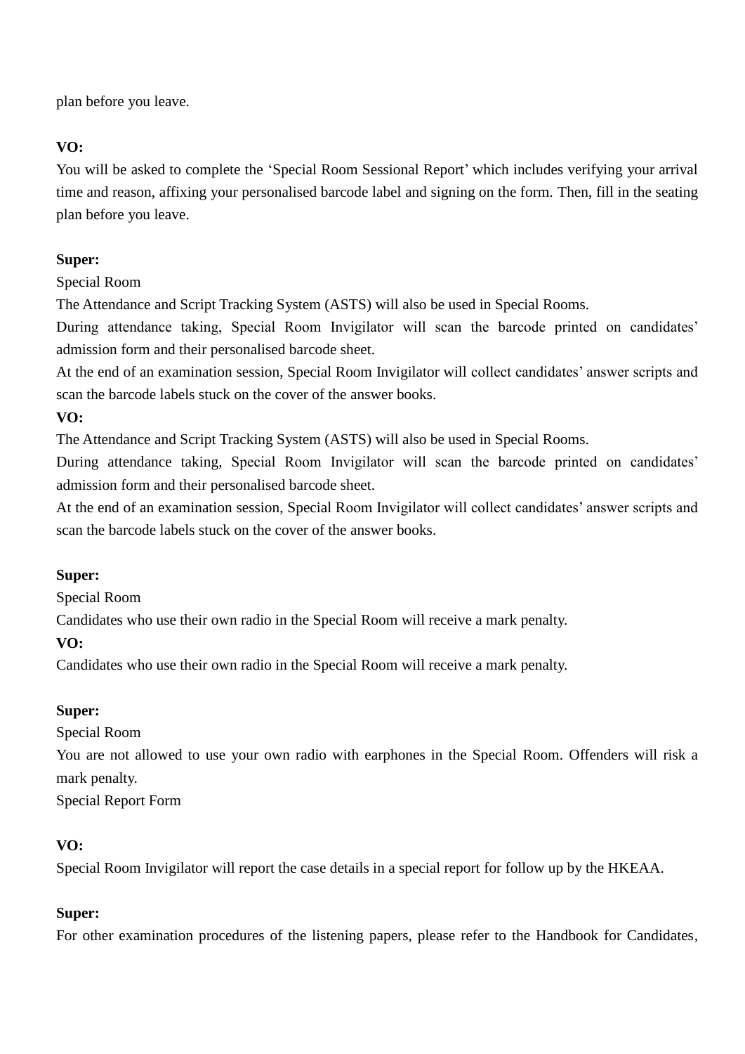plan before you leave.

**VO:**

You will be asked to complete the 'Special Room Sessional Report' which includes verifying your arrival time and reason, affixing your personalised barcode label and signing on the form. Then, fill in the seating plan before you leave.

**Super:**

Special Room

The Attendance and Script Tracking System (ASTS) will also be used in Special Rooms.

During attendance taking, Special Room Invigilator will scan the barcode printed on candidates' admission form and their personalised barcode sheet.

At the end of an examination session, Special Room Invigilator will collect candidates' answer scripts and scan the barcode labels stuck on the cover of the answer books.

**VO:**

The Attendance and Script Tracking System (ASTS) will also be used in Special Rooms.

During attendance taking, Special Room Invigilator will scan the barcode printed on candidates' admission form and their personalised barcode sheet.

At the end of an examination session, Special Room Invigilator will collect candidates' answer scripts and scan the barcode labels stuck on the cover of the answer books.

**Super:**

Special Room

Candidates who use their own radio in the Special Room will receive a mark penalty.

**VO:**

Candidates who use their own radio in the Special Room will receive a mark penalty.

**Super:**

Special Room

You are not allowed to use your own radio with earphones in the Special Room. Offenders will risk a mark penalty.

Special Report Form

**VO:**

Special Room Invigilator will report the case details in a special report for follow up by the HKEAA.

**Super:**

For other examination procedures of the listening papers, please refer to the Handbook for Candidates,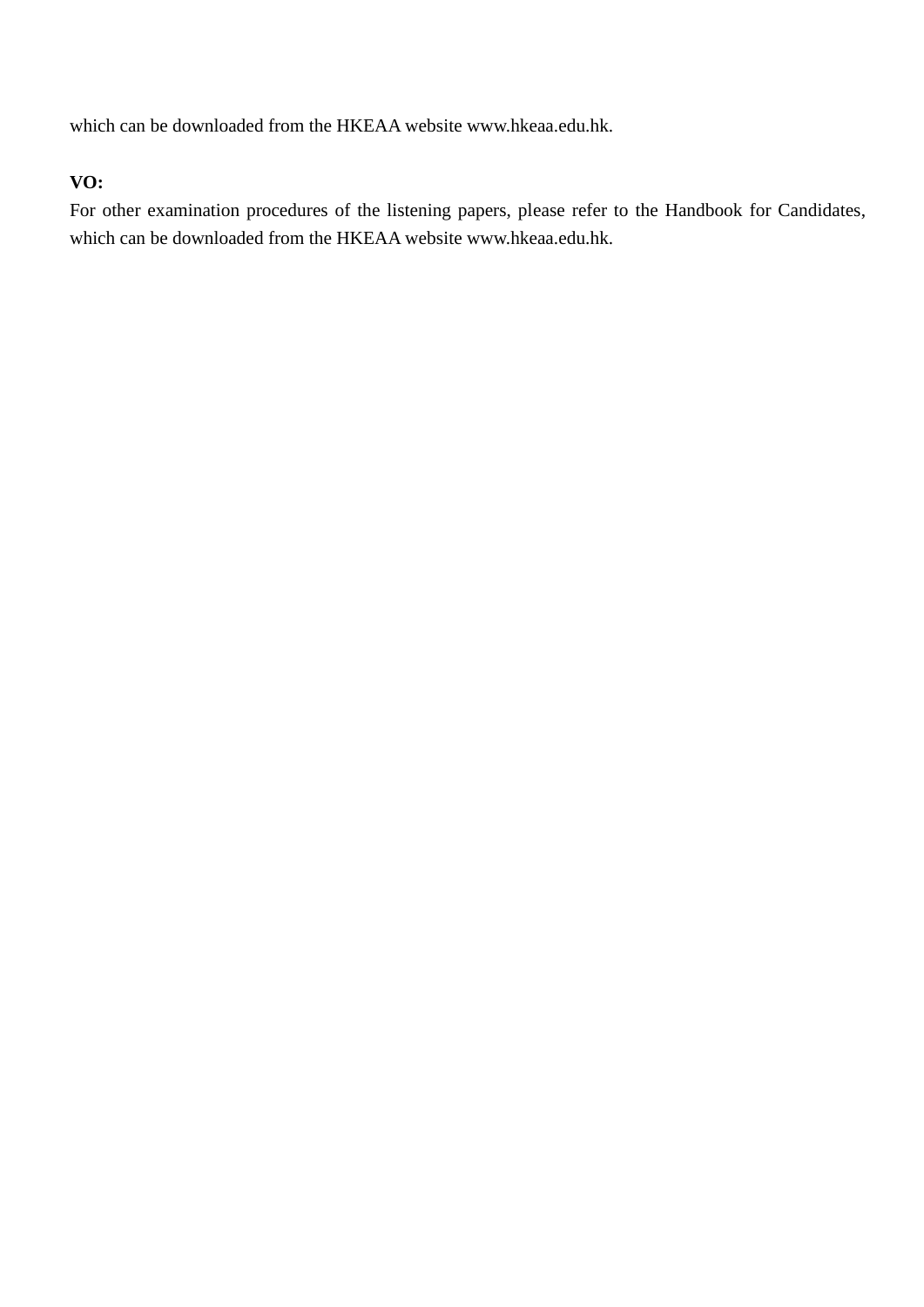which can be downloaded from the HKEAA website www.hkeaa.edu.hk.

**VO:**
For other examination procedures of the listening papers, please refer to the Handbook for Candidates, which can be downloaded from the HKEAA website www.hkeaa.edu.hk.